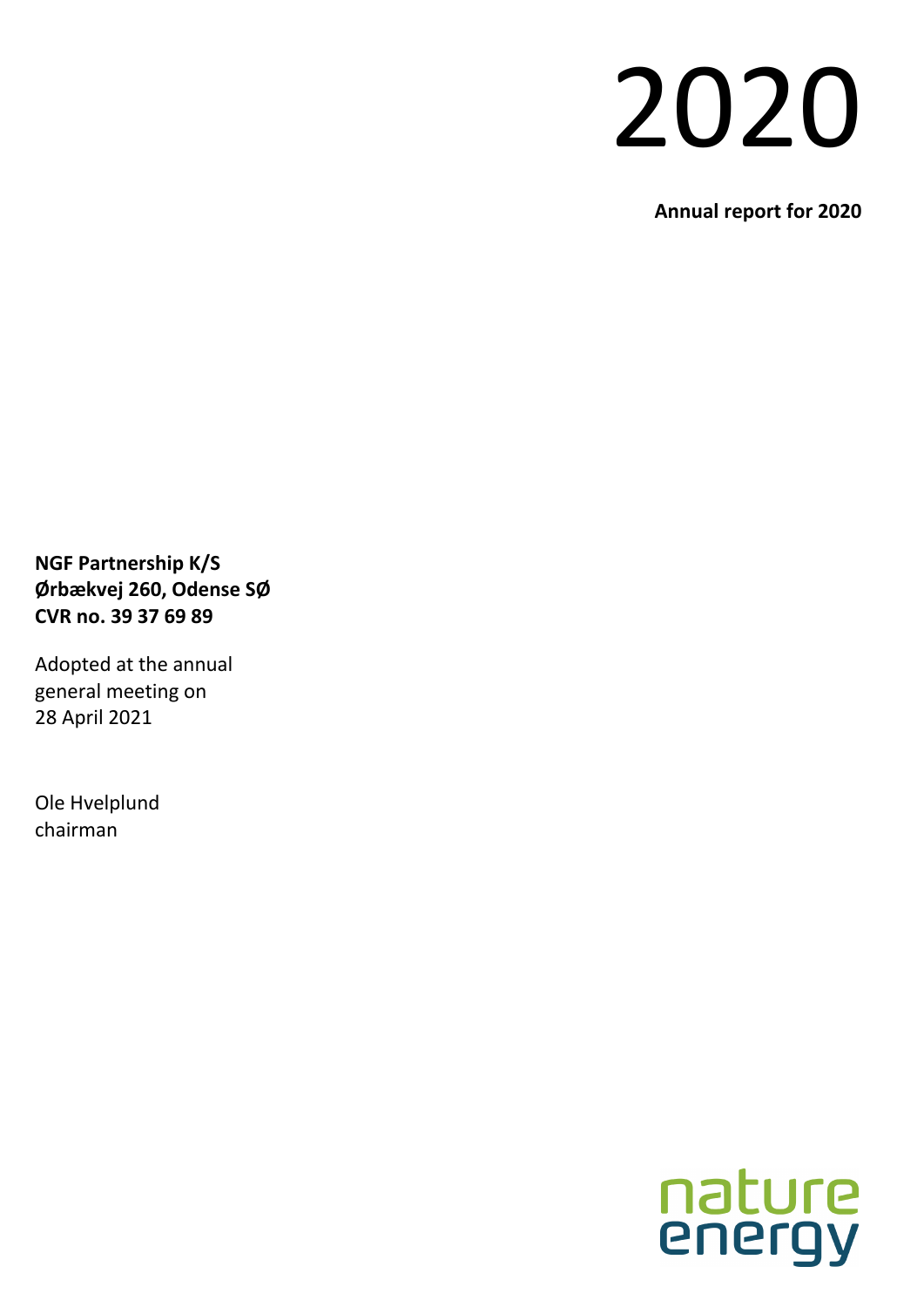# 2020

**Annual report for 2020**

**NGF Partnership K/S**
**Ørbækvej 260, Odense SØ**
**CVR no. 39 37 69 89**

Adopted at the annual general meeting on 28 April 2021

Ole Hvelplund
chairman

nature energy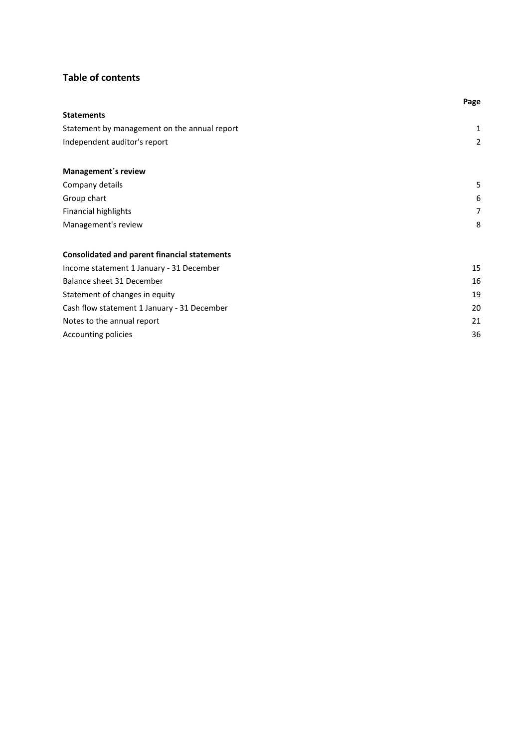## Table of contents

| | Page |
|---|---|
| **Statements** | |
| Statement by management on the annual report | 1 |
| Independent auditor's report | 2 |
| | |
| **Management´s review** | |
| Company details | 5 |
| Group chart | 6 |
| Financial highlights | 7 |
| Management's review | 8 |
| | |
| **Consolidated and parent financial statements** | |
| Income statement 1 January - 31 December | 15 |
| Balance sheet 31 December | 16 |
| Statement of changes in equity | 19 |
| Cash flow statement 1 January - 31 December | 20 |
| Notes to the annual report | 21 |
| Accounting policies | 36 |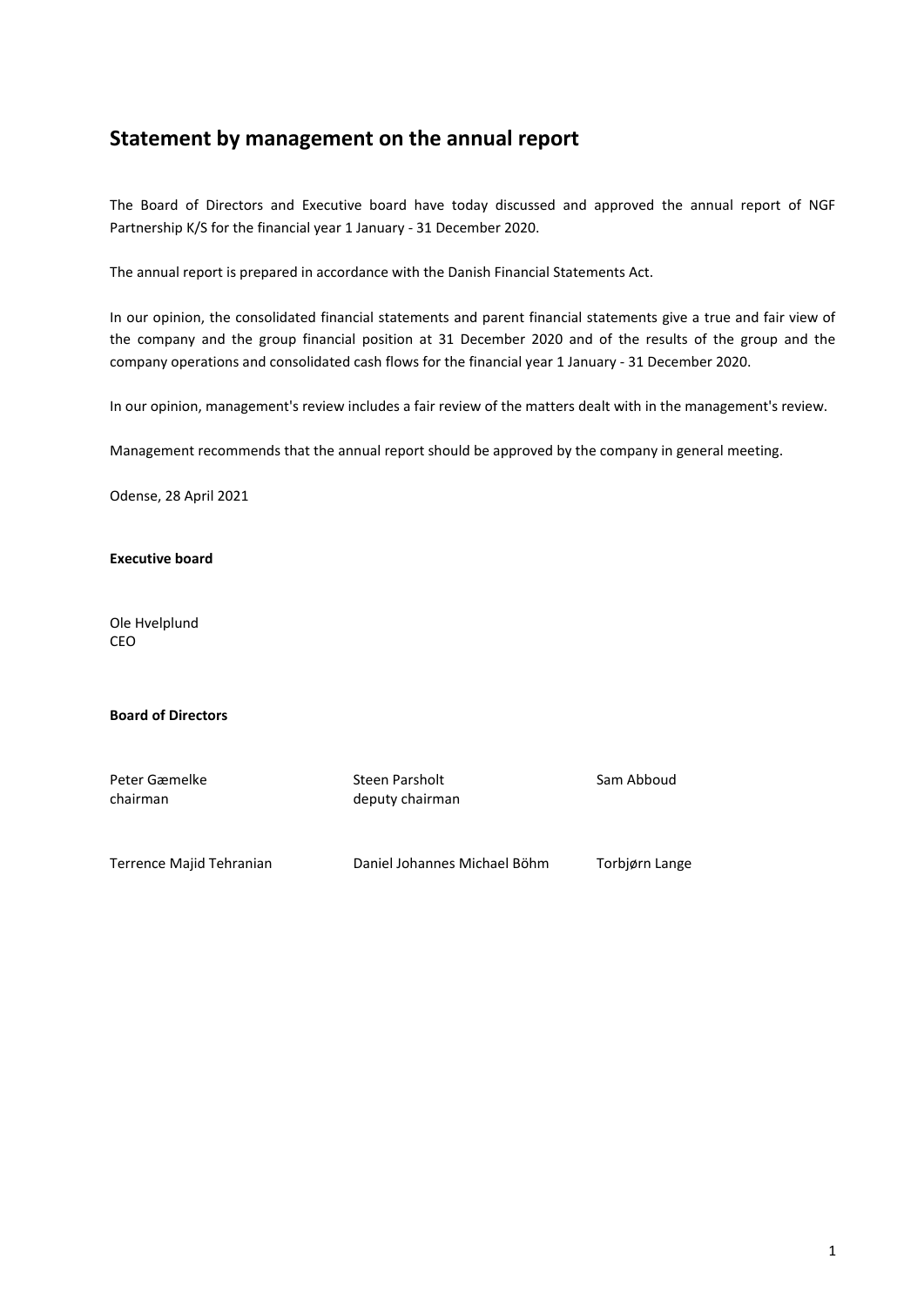# Statement by management on the annual report

The Board of Directors and Executive board have today discussed and approved the annual report of NGF Partnership K/S for the financial year 1 January - 31 December 2020.

The annual report is prepared in accordance with the Danish Financial Statements Act.

In our opinion, the consolidated financial statements and parent financial statements give a true and fair view of the company and the group financial position at 31 December 2020 and of the results of the group and the company operations and consolidated cash flows for the financial year 1 January - 31 December 2020.

In our opinion, management's review includes a fair review of the matters dealt with in the management's review.

Management recommends that the annual report should be approved by the company in general meeting.

Odense, 28 April 2021

**Executive board**

Ole Hvelplund
CEO

**Board of Directors**

| | | |
|---|---|---|
| Peter Gæmelke<br>chairman | Steen Parsholt<br>deputy chairman | Sam Abboud |
| Terrence Majid Tehranian | Daniel Johannes Michael Böhm | Torbjørn Lange |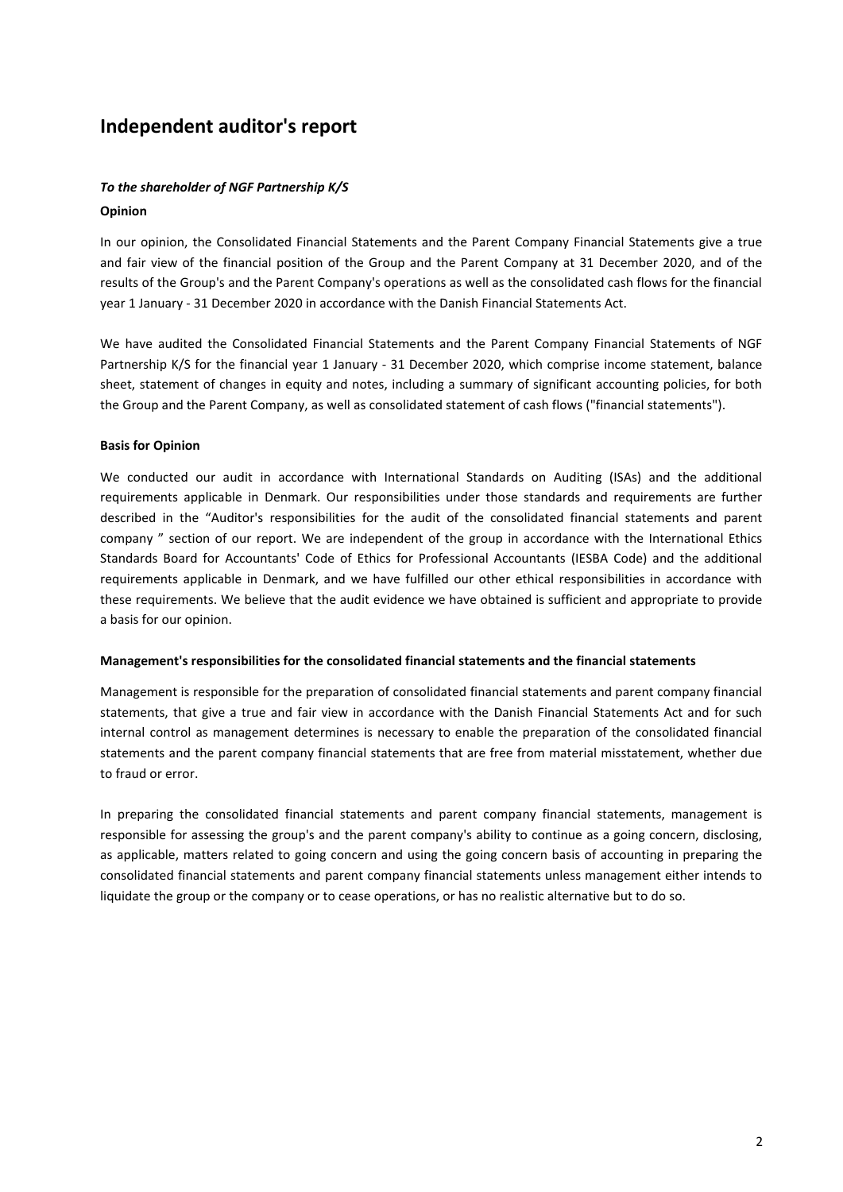# Independent auditor's report

***To the shareholder of NGF Partnership K/S***

**Opinion**

In our opinion, the Consolidated Financial Statements and the Parent Company Financial Statements give a true and fair view of the financial position of the Group and the Parent Company at 31 December 2020, and of the results of the Group's and the Parent Company's operations as well as the consolidated cash flows for the financial year 1 January - 31 December 2020 in accordance with the Danish Financial Statements Act.

We have audited the Consolidated Financial Statements and the Parent Company Financial Statements of NGF Partnership K/S for the financial year 1 January - 31 December 2020, which comprise income statement, balance sheet, statement of changes in equity and notes, including a summary of significant accounting policies, for both the Group and the Parent Company, as well as consolidated statement of cash flows ("financial statements").

**Basis for Opinion**

We conducted our audit in accordance with International Standards on Auditing (ISAs) and the additional requirements applicable in Denmark. Our responsibilities under those standards and requirements are further described in the "Auditor's responsibilities for the audit of the consolidated financial statements and parent company " section of our report. We are independent of the group in accordance with the International Ethics Standards Board for Accountants' Code of Ethics for Professional Accountants (IESBA Code) and the additional requirements applicable in Denmark, and we have fulfilled our other ethical responsibilities in accordance with these requirements. We believe that the audit evidence we have obtained is sufficient and appropriate to provide a basis for our opinion.

**Management's responsibilities for the consolidated financial statements and the financial statements**

Management is responsible for the preparation of consolidated financial statements and parent company financial statements, that give a true and fair view in accordance with the Danish Financial Statements Act and for such internal control as management determines is necessary to enable the preparation of the consolidated financial statements and the parent company financial statements that are free from material misstatement, whether due to fraud or error.

In preparing the consolidated financial statements and parent company financial statements, management is responsible for assessing the group's and the parent company's ability to continue as a going concern, disclosing, as applicable, matters related to going concern and using the going concern basis of accounting in preparing the consolidated financial statements and parent company financial statements unless management either intends to liquidate the group or the company or to cease operations, or has no realistic alternative but to do so.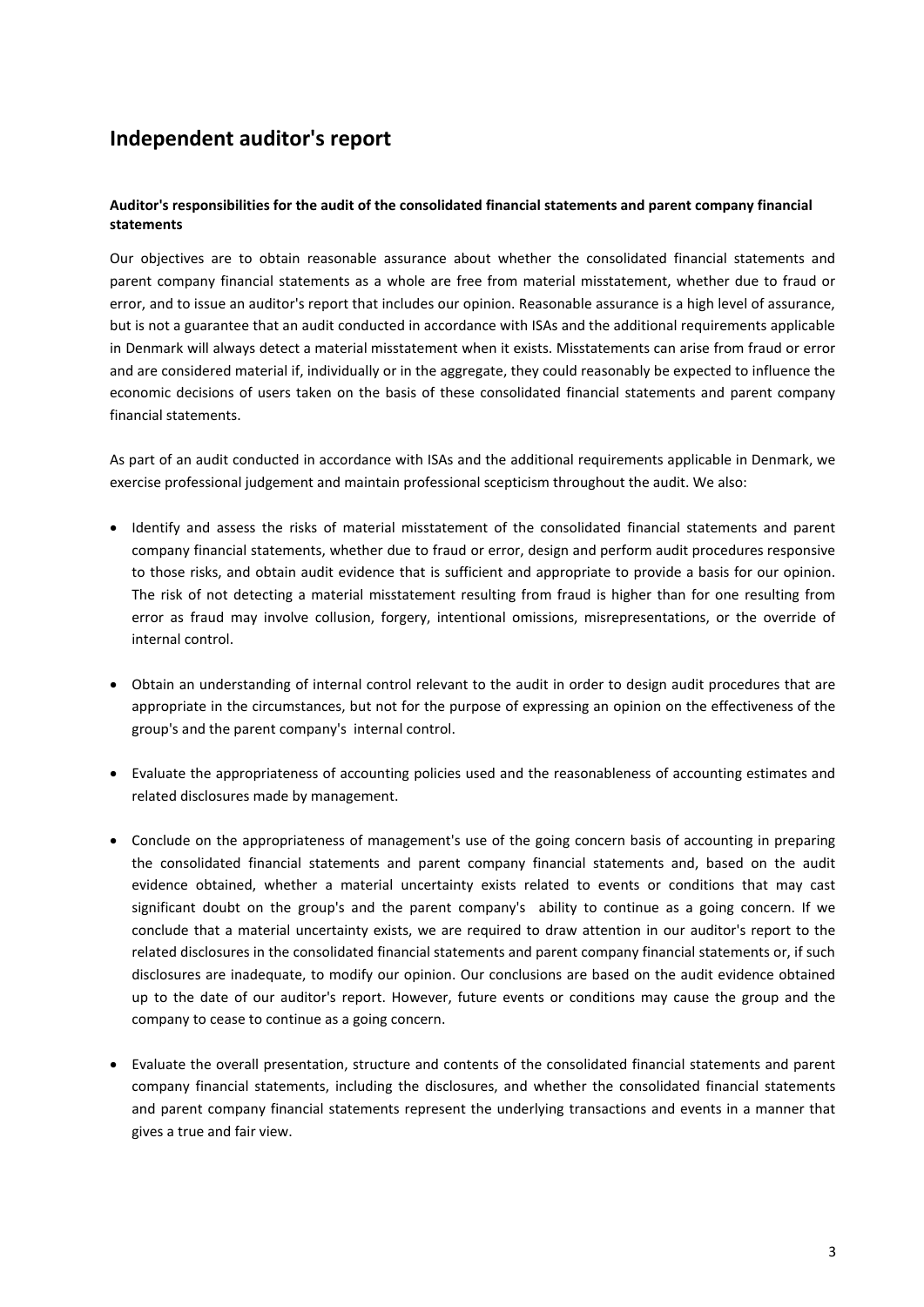# Independent auditor's report

**Auditor's responsibilities for the audit of the consolidated financial statements and parent company financial statements**

Our objectives are to obtain reasonable assurance about whether the consolidated financial statements and parent company financial statements as a whole are free from material misstatement, whether due to fraud or error, and to issue an auditor's report that includes our opinion. Reasonable assurance is a high level of assurance, but is not a guarantee that an audit conducted in accordance with ISAs and the additional requirements applicable in Denmark will always detect a material misstatement when it exists. Misstatements can arise from fraud or error and are considered material if, individually or in the aggregate, they could reasonably be expected to influence the economic decisions of users taken on the basis of these consolidated financial statements and parent company financial statements.

As part of an audit conducted in accordance with ISAs and the additional requirements applicable in Denmark, we exercise professional judgement and maintain professional scepticism throughout the audit. We also:

- Identify and assess the risks of material misstatement of the consolidated financial statements and parent company financial statements, whether due to fraud or error, design and perform audit procedures responsive to those risks, and obtain audit evidence that is sufficient and appropriate to provide a basis for our opinion. The risk of not detecting a material misstatement resulting from fraud is higher than for one resulting from error as fraud may involve collusion, forgery, intentional omissions, misrepresentations, or the override of internal control.

- Obtain an understanding of internal control relevant to the audit in order to design audit procedures that are appropriate in the circumstances, but not for the purpose of expressing an opinion on the effectiveness of the group's and the parent company's internal control.

- Evaluate the appropriateness of accounting policies used and the reasonableness of accounting estimates and related disclosures made by management.

- Conclude on the appropriateness of management's use of the going concern basis of accounting in preparing the consolidated financial statements and parent company financial statements and, based on the audit evidence obtained, whether a material uncertainty exists related to events or conditions that may cast significant doubt on the group's and the parent company's ability to continue as a going concern. If we conclude that a material uncertainty exists, we are required to draw attention in our auditor's report to the related disclosures in the consolidated financial statements and parent company financial statements or, if such disclosures are inadequate, to modify our opinion. Our conclusions are based on the audit evidence obtained up to the date of our auditor's report. However, future events or conditions may cause the group and the company to cease to continue as a going concern.

- Evaluate the overall presentation, structure and contents of the consolidated financial statements and parent company financial statements, including the disclosures, and whether the consolidated financial statements and parent company financial statements represent the underlying transactions and events in a manner that gives a true and fair view.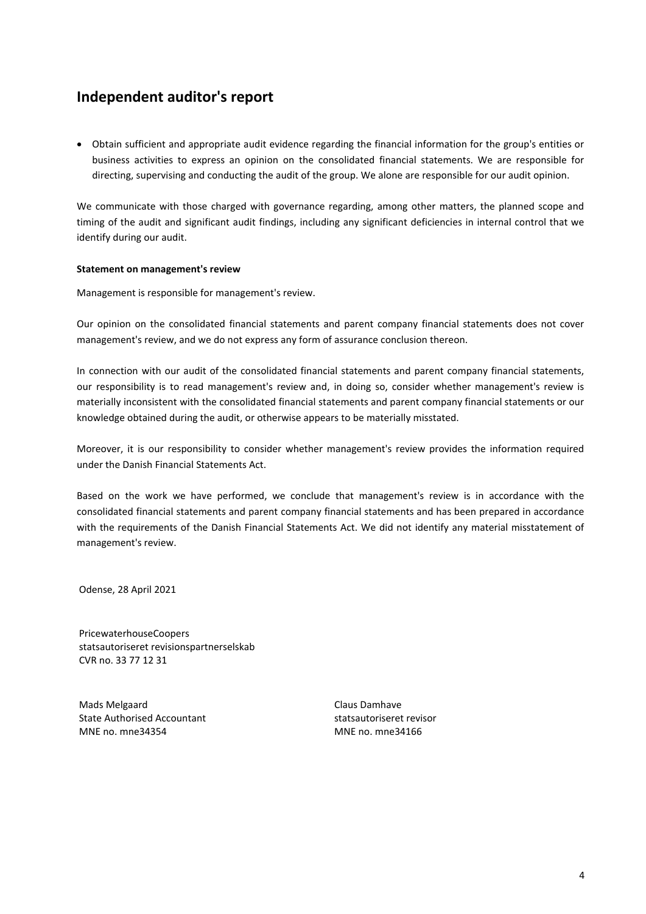# Independent auditor's report

- Obtain sufficient and appropriate audit evidence regarding the financial information for the group's entities or business activities to express an opinion on the consolidated financial statements. We are responsible for directing, supervising and conducting the audit of the group. We alone are responsible for our audit opinion.

We communicate with those charged with governance regarding, among other matters, the planned scope and timing of the audit and significant audit findings, including any significant deficiencies in internal control that we identify during our audit.

**Statement on management's review**

Management is responsible for management's review.

Our opinion on the consolidated financial statements and parent company financial statements does not cover management's review, and we do not express any form of assurance conclusion thereon.

In connection with our audit of the consolidated financial statements and parent company financial statements, our responsibility is to read management's review and, in doing so, consider whether management's review is materially inconsistent with the consolidated financial statements and parent company financial statements or our knowledge obtained during the audit, or otherwise appears to be materially misstated.

Moreover, it is our responsibility to consider whether management's review provides the information required under the Danish Financial Statements Act.

Based on the work we have performed, we conclude that management's review is in accordance with the consolidated financial statements and parent company financial statements and has been prepared in accordance with the requirements of the Danish Financial Statements Act. We did not identify any material misstatement of management's review.

Odense, 28 April 2021

PricewaterhouseCoopers
statsautoriseret revisionspartnerselskab
CVR no. 33 77 12 31

Mads Melgaard
State Authorised Accountant
MNE no. mne34354

Claus Damhave
statsautoriseret revisor
MNE no. mne34166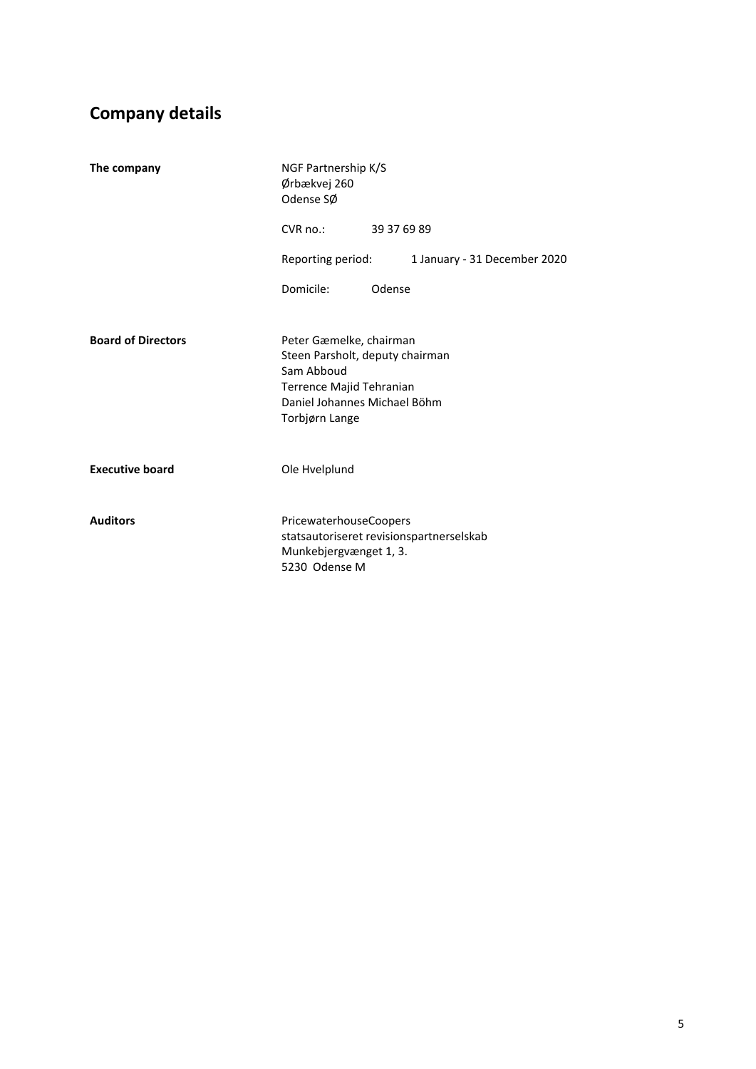# Company details

| | |
|---|---|
| **The company** | NGF Partnership K/S<br>Ørbækvej 260<br>Odense SØ |
| | CVR no.: 39 37 69 89 |
| | Reporting period: 1 January - 31 December 2020 |
| | Domicile: Odense |
| **Board of Directors** | Peter Gæmelke, chairman<br>Steen Parsholt, deputy chairman<br>Sam Abboud<br>Terrence Majid Tehranian<br>Daniel Johannes Michael Böhm<br>Torbjørn Lange |
| **Executive board** | Ole Hvelplund |
| **Auditors** | PricewaterhouseCoopers<br>statsautoriseret revisionspartnerselskab<br>Munkebjergvænget 1, 3.<br>5230 Odense M |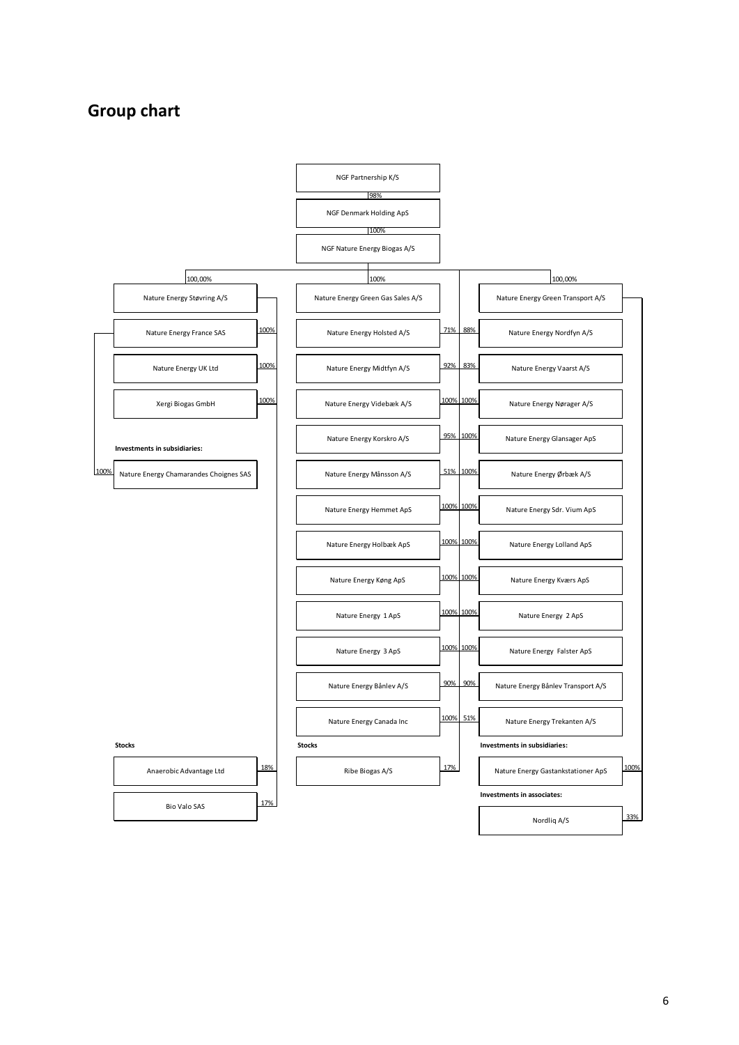## Group chart

NGF Partnership K/S

98%

NGF Denmark Holding ApS

100%

NGF Nature Energy Biogas A/S

| Company | Ownership |
|---|---|
| Nature Energy Støvring A/S | 100,00% |
| Nature Energy France SAS | 100% |
| Nature Energy UK Ltd | 100% |
| Xergi Biogas GmbH | 100% |

**Investments in subsidiaries:**

| Company | Ownership |
|---|---|
| Nature Energy Chamarandes Choignes SAS | 100% |

**Stocks**

| Company | Ownership |
|---|---|
| Anaerobic Advantage Ltd | 18% |
| Bio Valo SAS | 17% |

| Company | Ownership |
|---|---|
| Nature Energy Green Gas Sales A/S | 100% |
| Nature Energy Holsted A/S | 71% |
| Nature Energy Midtfyn A/S | 92% |
| Nature Energy Videbæk A/S | 100% |
| Nature Energy Korskro A/S | 95% |
| Nature Energy Månsson A/S | 51% |
| Nature Energy Hemmet ApS | 100% |
| Nature Energy Holbæk ApS | 100% |
| Nature Energy Køng ApS | 100% |
| Nature Energy 1 ApS | 100% |
| Nature Energy 3 ApS | 100% |
| Nature Energy Bånlev A/S | 90% |
| Nature Energy Canada Inc | 100% |

**Stocks**

| Company | Ownership |
|---|---|
| Ribe Biogas A/S | 17% |

| Company | Ownership |
|---|---|
| Nature Energy Green Transport A/S | 100,00% |
| Nature Energy Nordfyn A/S | 88% |
| Nature Energy Vaarst A/S | 83% |
| Nature Energy Nørager A/S | 100% |
| Nature Energy Glansager ApS | 100% |
| Nature Energy Ørbæk A/S | 100% |
| Nature Energy Sdr. Vium ApS | 100% |
| Nature Energy Lolland ApS | 100% |
| Nature Energy Kværs ApS | 100% |
| Nature Energy 2 ApS | 100% |
| Nature Energy Falster ApS | 100% |
| Nature Energy Bånlev Transport A/S | 90% |
| Nature Energy Trekanten A/S | 51% |

**Investments in subsidiaries:**

| Company | Ownership |
|---|---|
| Nature Energy Gastankstationer ApS | 100% |

**Investments in associates:**

| Company | Ownership |
|---|---|
| Nordliq A/S | 33% |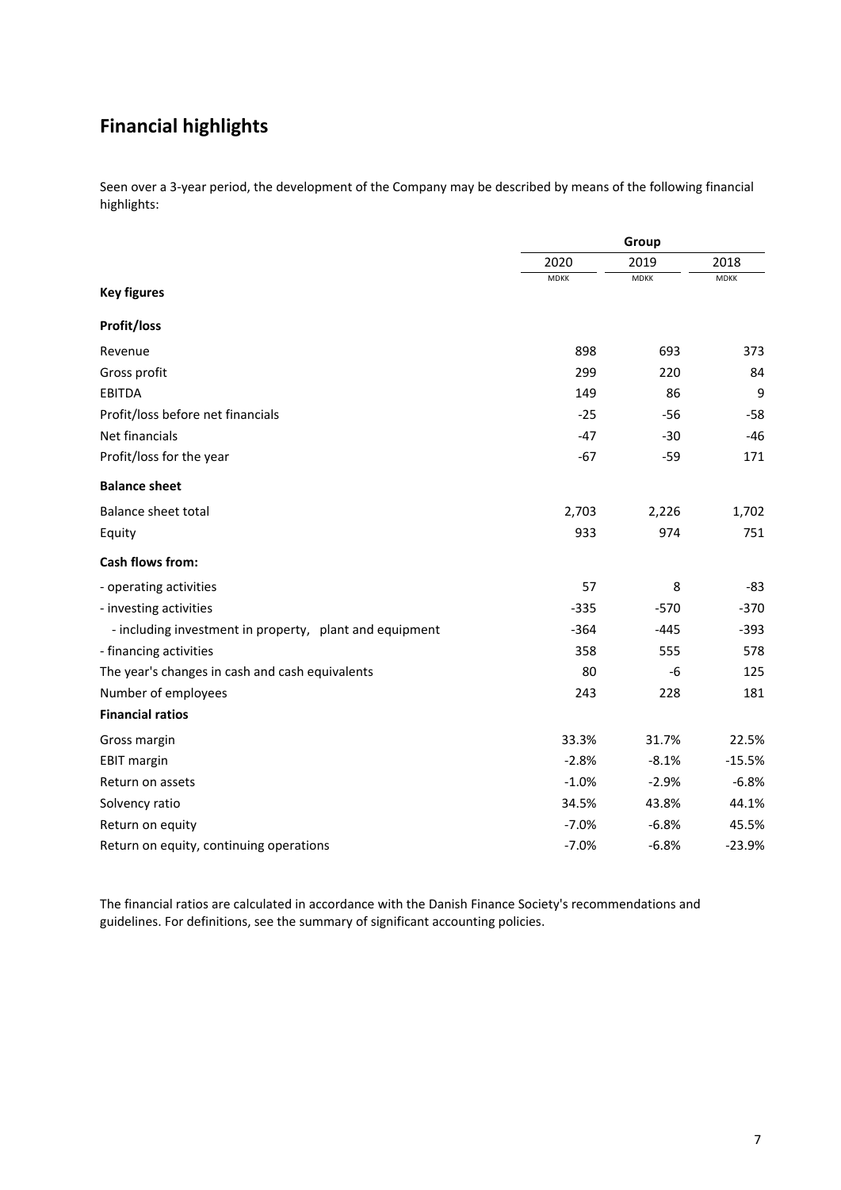# Financial highlights

Seen over a 3-year period, the development of the Company may be described by means of the following financial highlights:

| | Group | | |
|---|---|---|---|
| | 2020 | 2019 | 2018 |
| | MDKK | MDKK | MDKK |
| **Key figures** | | | |
| **Profit/loss** | | | |
| Revenue | 898 | 693 | 373 |
| Gross profit | 299 | 220 | 84 |
| EBITDA | 149 | 86 | 9 |
| Profit/loss before net financials | -25 | -56 | -58 |
| Net financials | -47 | -30 | -46 |
| Profit/loss for the year | -67 | -59 | 171 |
| **Balance sheet** | | | |
| Balance sheet total | 2,703 | 2,226 | 1,702 |
| Equity | 933 | 974 | 751 |
| **Cash flows from:** | | | |
| - operating activities | 57 | 8 | -83 |
| - investing activities | -335 | -570 | -370 |
| - including investment in property, plant and equipment | -364 | -445 | -393 |
| - financing activities | 358 | 555 | 578 |
| The year's changes in cash and cash equivalents | 80 | -6 | 125 |
| Number of employees | 243 | 228 | 181 |
| **Financial ratios** | | | |
| Gross margin | 33.3% | 31.7% | 22.5% |
| EBIT margin | -2.8% | -8.1% | -15.5% |
| Return on assets | -1.0% | -2.9% | -6.8% |
| Solvency ratio | 34.5% | 43.8% | 44.1% |
| Return on equity | -7.0% | -6.8% | 45.5% |
| Return on equity, continuing operations | -7.0% | -6.8% | -23.9% |

The financial ratios are calculated in accordance with the Danish Finance Society's recommendations and guidelines. For definitions, see the summary of significant accounting policies.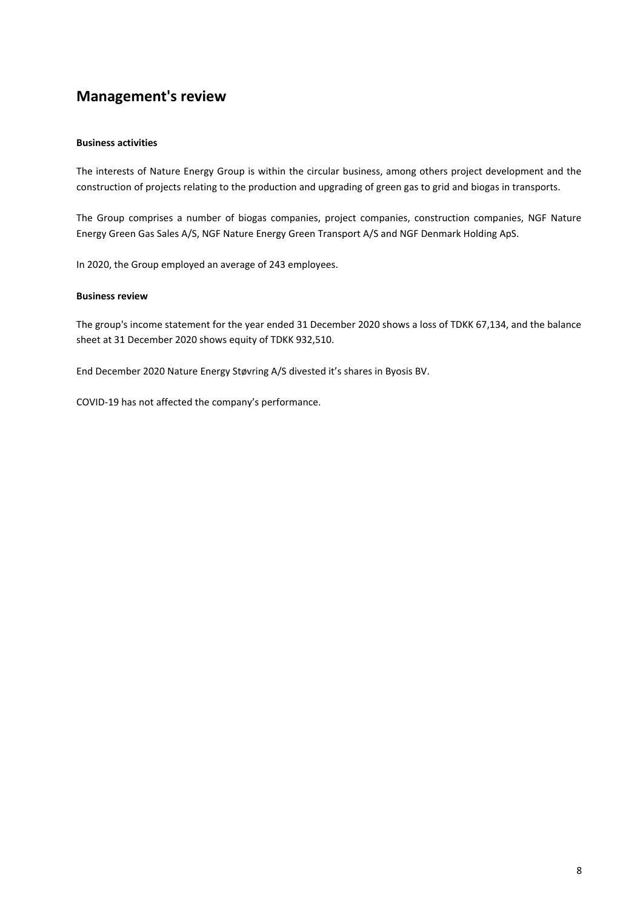# Management's review

**Business activities**

The interests of Nature Energy Group is within the circular business, among others project development and the construction of projects relating to the production and upgrading of green gas to grid and biogas in transports.

The Group comprises a number of biogas companies, project companies, construction companies, NGF Nature Energy Green Gas Sales A/S, NGF Nature Energy Green Transport A/S and NGF Denmark Holding ApS.

In 2020, the Group employed an average of 243 employees.

**Business review**

The group's income statement for the year ended 31 December 2020 shows a loss of TDKK 67,134, and the balance sheet at 31 December 2020 shows equity of TDKK 932,510.

End December 2020 Nature Energy Støvring A/S divested it's shares in Byosis BV.

COVID-19 has not affected the company's performance.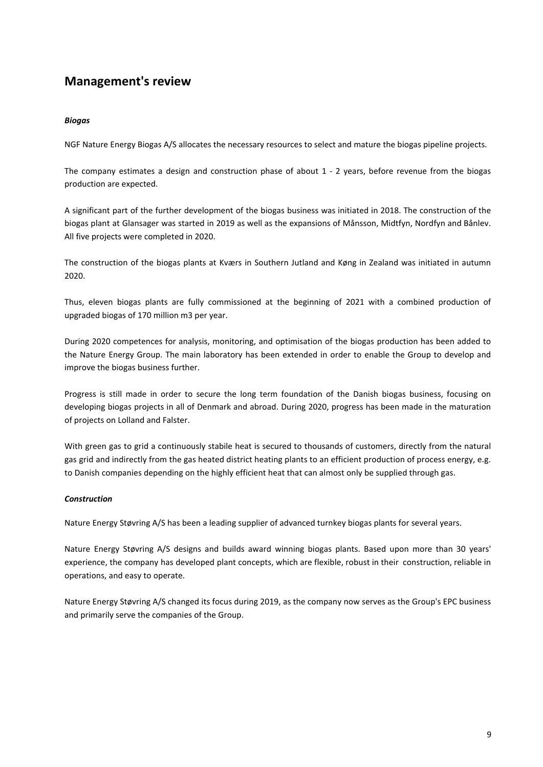## Management's review

***Biogas***

NGF Nature Energy Biogas A/S allocates the necessary resources to select and mature the biogas pipeline projects.

The company estimates a design and construction phase of about 1 - 2 years, before revenue from the biogas production are expected.

A significant part of the further development of the biogas business was initiated in 2018. The construction of the biogas plant at Glansager was started in 2019 as well as the expansions of Månsson, Midtfyn, Nordfyn and Bånlev. All five projects were completed in 2020.

The construction of the biogas plants at Kværs in Southern Jutland and Køng in Zealand was initiated in autumn 2020.

Thus, eleven biogas plants are fully commissioned at the beginning of 2021 with a combined production of upgraded biogas of 170 million m3 per year.

During 2020 competences for analysis, monitoring, and optimisation of the biogas production has been added to the Nature Energy Group. The main laboratory has been extended in order to enable the Group to develop and improve the biogas business further.

Progress is still made in order to secure the long term foundation of the Danish biogas business, focusing on developing biogas projects in all of Denmark and abroad. During 2020, progress has been made in the maturation of projects on Lolland and Falster.

With green gas to grid a continuously stabile heat is secured to thousands of customers, directly from the natural gas grid and indirectly from the gas heated district heating plants to an efficient production of process energy, e.g. to Danish companies depending on the highly efficient heat that can almost only be supplied through gas.

***Construction***

Nature Energy Støvring A/S has been a leading supplier of advanced turnkey biogas plants for several years.

Nature Energy Støvring A/S designs and builds award winning biogas plants. Based upon more than 30 years' experience, the company has developed plant concepts, which are flexible, robust in their construction, reliable in operations, and easy to operate.

Nature Energy Støvring A/S changed its focus during 2019, as the company now serves as the Group's EPC business and primarily serve the companies of the Group.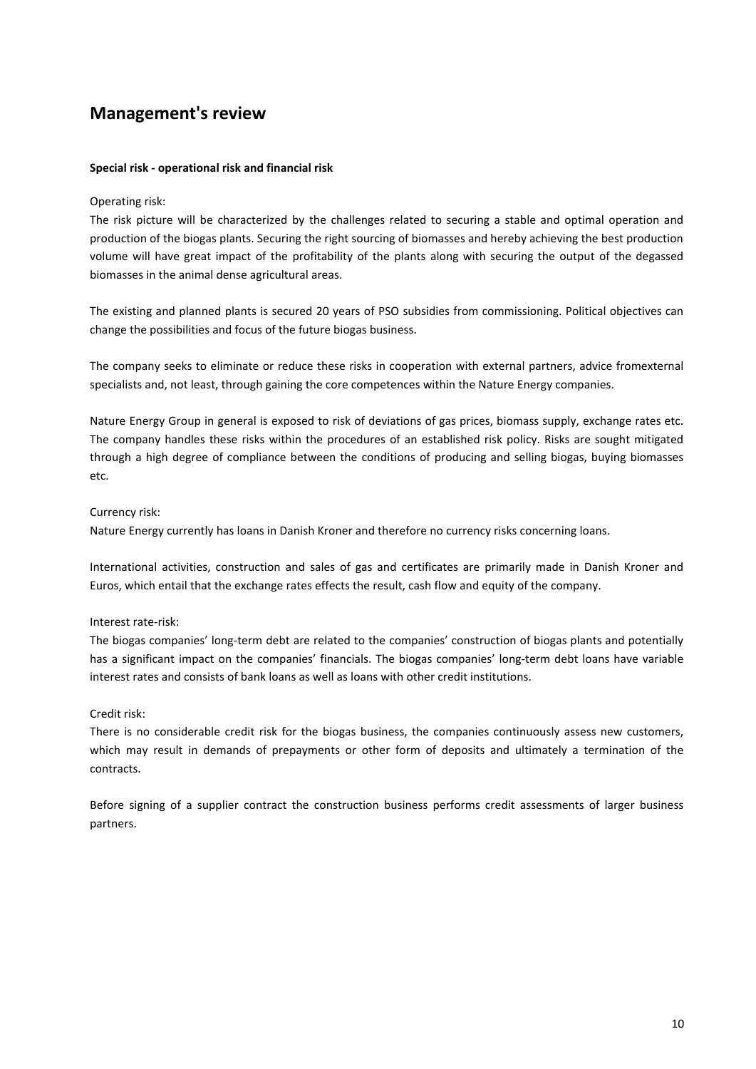# Management's review

**Special risk - operational risk and financial risk**

Operating risk:
The risk picture will be characterized by the challenges related to securing a stable and optimal operation and production of the biogas plants. Securing the right sourcing of biomasses and hereby achieving the best production volume will have great impact of the profitability of the plants along with securing the output of the degassed biomasses in the animal dense agricultural areas.

The existing and planned plants is secured 20 years of PSO subsidies from commissioning. Political objectives can change the possibilities and focus of the future biogas business.

The company seeks to eliminate or reduce these risks in cooperation with external partners, advice fromexternal specialists and, not least, through gaining the core competences within the Nature Energy companies.

Nature Energy Group in general is exposed to risk of deviations of gas prices, biomass supply, exchange rates etc. The company handles these risks within the procedures of an established risk policy. Risks are sought mitigated through a high degree of compliance between the conditions of producing and selling biogas, buying biomasses etc.

Currency risk:
Nature Energy currently has loans in Danish Kroner and therefore no currency risks concerning loans.

International activities, construction and sales of gas and certificates are primarily made in Danish Kroner and Euros, which entail that the exchange rates effects the result, cash flow and equity of the company.

Interest rate-risk:
The biogas companies' long-term debt are related to the companies' construction of biogas plants and potentially has a significant impact on the companies' financials. The biogas companies' long-term debt loans have variable interest rates and consists of bank loans as well as loans with other credit institutions.

Credit risk:
There is no considerable credit risk for the biogas business, the companies continuously assess new customers, which may result in demands of prepayments or other form of deposits and ultimately a termination of the contracts.

Before signing of a supplier contract the construction business performs credit assessments of larger business partners.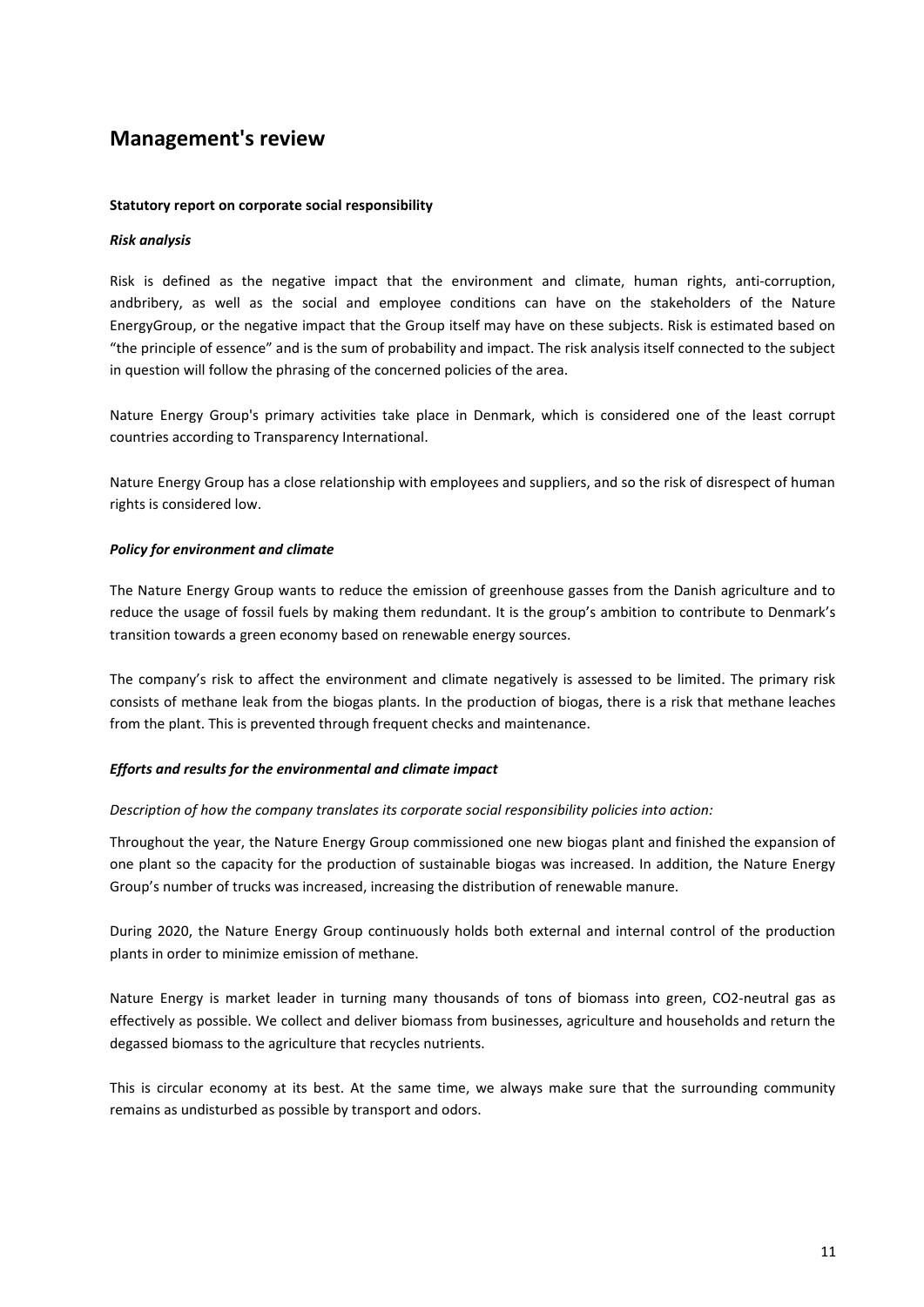# Management's review

**Statutory report on corporate social responsibility**

***Risk analysis***

Risk is defined as the negative impact that the environment and climate, human rights, anti-corruption, andbribery, as well as the social and employee conditions can have on the stakeholders of the Nature EnergyGroup, or the negative impact that the Group itself may have on these subjects. Risk is estimated based on "the principle of essence" and is the sum of probability and impact. The risk analysis itself connected to the subject in question will follow the phrasing of the concerned policies of the area.

Nature Energy Group's primary activities take place in Denmark, which is considered one of the least corrupt countries according to Transparency International.

Nature Energy Group has a close relationship with employees and suppliers, and so the risk of disrespect of human rights is considered low.

***Policy for environment and climate***

The Nature Energy Group wants to reduce the emission of greenhouse gasses from the Danish agriculture and to reduce the usage of fossil fuels by making them redundant. It is the group's ambition to contribute to Denmark's transition towards a green economy based on renewable energy sources.

The company's risk to affect the environment and climate negatively is assessed to be limited. The primary risk consists of methane leak from the biogas plants. In the production of biogas, there is a risk that methane leaches from the plant. This is prevented through frequent checks and maintenance.

***Efforts and results for the environmental and climate impact***

*Description of how the company translates its corporate social responsibility policies into action:*

Throughout the year, the Nature Energy Group commissioned one new biogas plant and finished the expansion of one plant so the capacity for the production of sustainable biogas was increased. In addition, the Nature Energy Group's number of trucks was increased, increasing the distribution of renewable manure.

During 2020, the Nature Energy Group continuously holds both external and internal control of the production plants in order to minimize emission of methane.

Nature Energy is market leader in turning many thousands of tons of biomass into green, $CO_2$-neutral gas as effectively as possible. We collect and deliver biomass from businesses, agriculture and households and return the degassed biomass to the agriculture that recycles nutrients.

This is circular economy at its best. At the same time, we always make sure that the surrounding community remains as undisturbed as possible by transport and odors.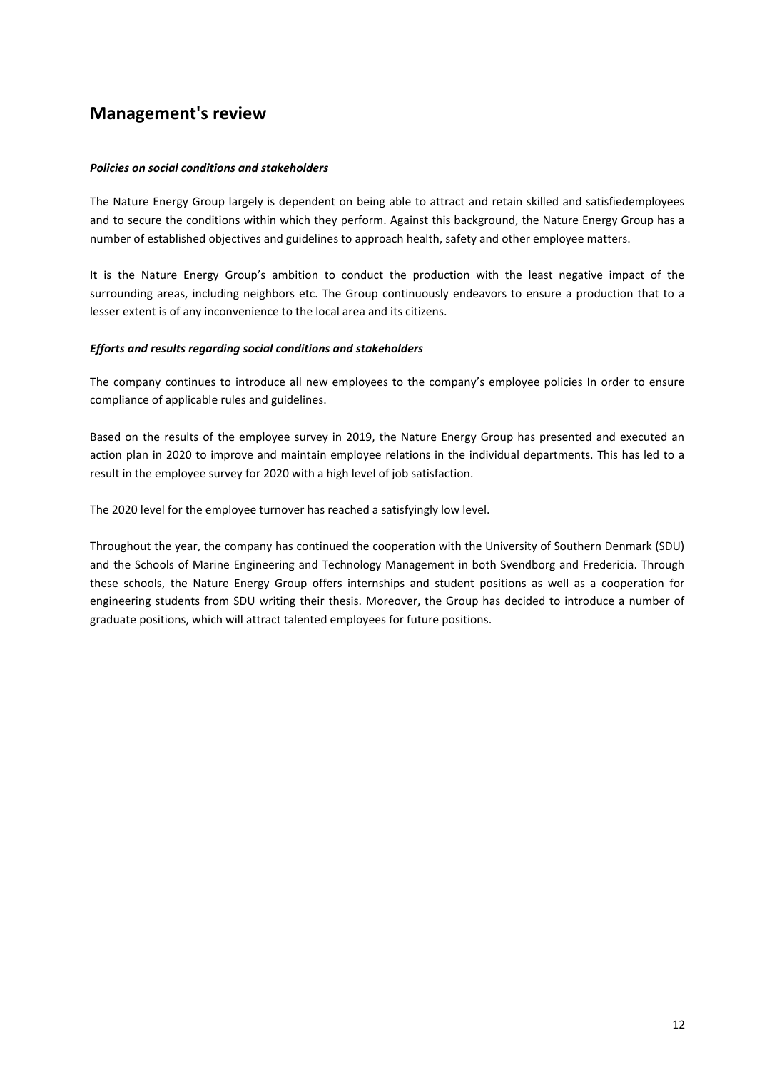# Management's review

***Policies on social conditions and stakeholders***

The Nature Energy Group largely is dependent on being able to attract and retain skilled and satisfiedemployees and to secure the conditions within which they perform. Against this background, the Nature Energy Group has a number of established objectives and guidelines to approach health, safety and other employee matters.

It is the Nature Energy Group's ambition to conduct the production with the least negative impact of the surrounding areas, including neighbors etc. The Group continuously endeavors to ensure a production that to a lesser extent is of any inconvenience to the local area and its citizens.

***Efforts and results regarding social conditions and stakeholders***

The company continues to introduce all new employees to the company's employee policies In order to ensure compliance of applicable rules and guidelines.

Based on the results of the employee survey in 2019, the Nature Energy Group has presented and executed an action plan in 2020 to improve and maintain employee relations in the individual departments. This has led to a result in the employee survey for 2020 with a high level of job satisfaction.

The 2020 level for the employee turnover has reached a satisfyingly low level.

Throughout the year, the company has continued the cooperation with the University of Southern Denmark (SDU) and the Schools of Marine Engineering and Technology Management in both Svendborg and Fredericia. Through these schools, the Nature Energy Group offers internships and student positions as well as a cooperation for engineering students from SDU writing their thesis. Moreover, the Group has decided to introduce a number of graduate positions, which will attract talented employees for future positions.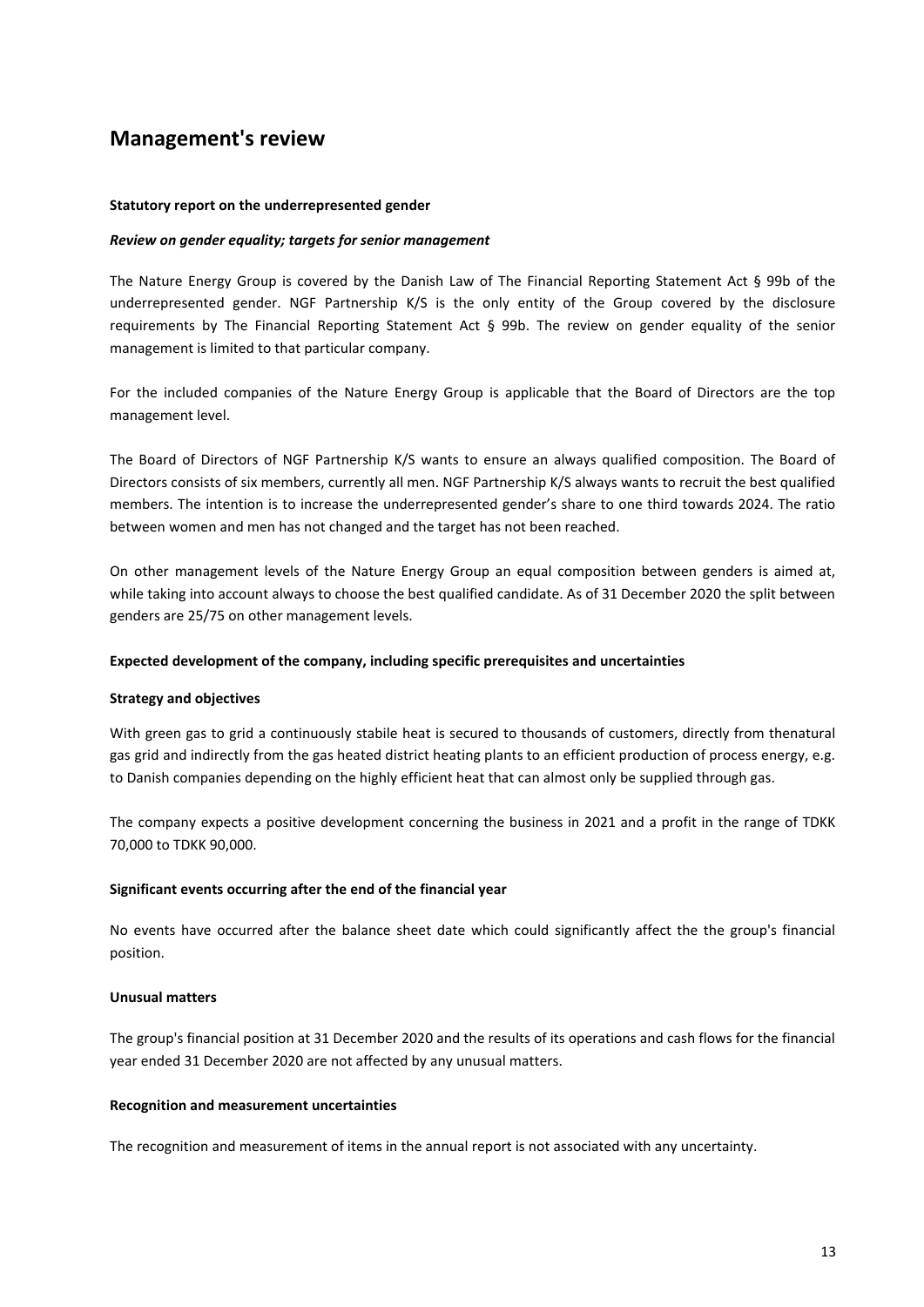# Management's review

**Statutory report on the underrepresented gender**

***Review on gender equality; targets for senior management***

The Nature Energy Group is covered by the Danish Law of The Financial Reporting Statement Act § 99b of the underrepresented gender. NGF Partnership K/S is the only entity of the Group covered by the disclosure requirements by The Financial Reporting Statement Act § 99b. The review on gender equality of the senior management is limited to that particular company.

For the included companies of the Nature Energy Group is applicable that the Board of Directors are the top management level.

The Board of Directors of NGF Partnership K/S wants to ensure an always qualified composition. The Board of Directors consists of six members, currently all men. NGF Partnership K/S always wants to recruit the best qualified members. The intention is to increase the underrepresented gender's share to one third towards 2024. The ratio between women and men has not changed and the target has not been reached.

On other management levels of the Nature Energy Group an equal composition between genders is aimed at, while taking into account always to choose the best qualified candidate. As of 31 December 2020 the split between genders are 25/75 on other management levels.

**Expected development of the company, including specific prerequisites and uncertainties**

**Strategy and objectives**

With green gas to grid a continuously stabile heat is secured to thousands of customers, directly from thenatural gas grid and indirectly from the gas heated district heating plants to an efficient production of process energy, e.g. to Danish companies depending on the highly efficient heat that can almost only be supplied through gas.

The company expects a positive development concerning the business in 2021 and a profit in the range of TDKK 70,000 to TDKK 90,000.

**Significant events occurring after the end of the financial year**

No events have occurred after the balance sheet date which could significantly affect the the group's financial position.

**Unusual matters**

The group's financial position at 31 December 2020 and the results of its operations and cash flows for the financial year ended 31 December 2020 are not affected by any unusual matters.

**Recognition and measurement uncertainties**

The recognition and measurement of items in the annual report is not associated with any uncertainty.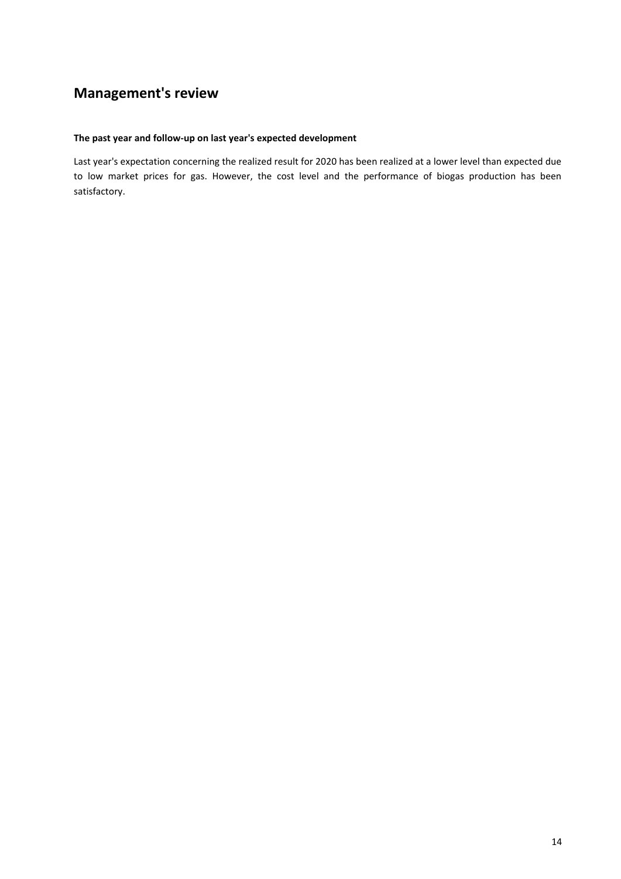# Management's review

**The past year and follow-up on last year's expected development**

Last year's expectation concerning the realized result for 2020 has been realized at a lower level than expected due to low market prices for gas. However, the cost level and the performance of biogas production has been satisfactory.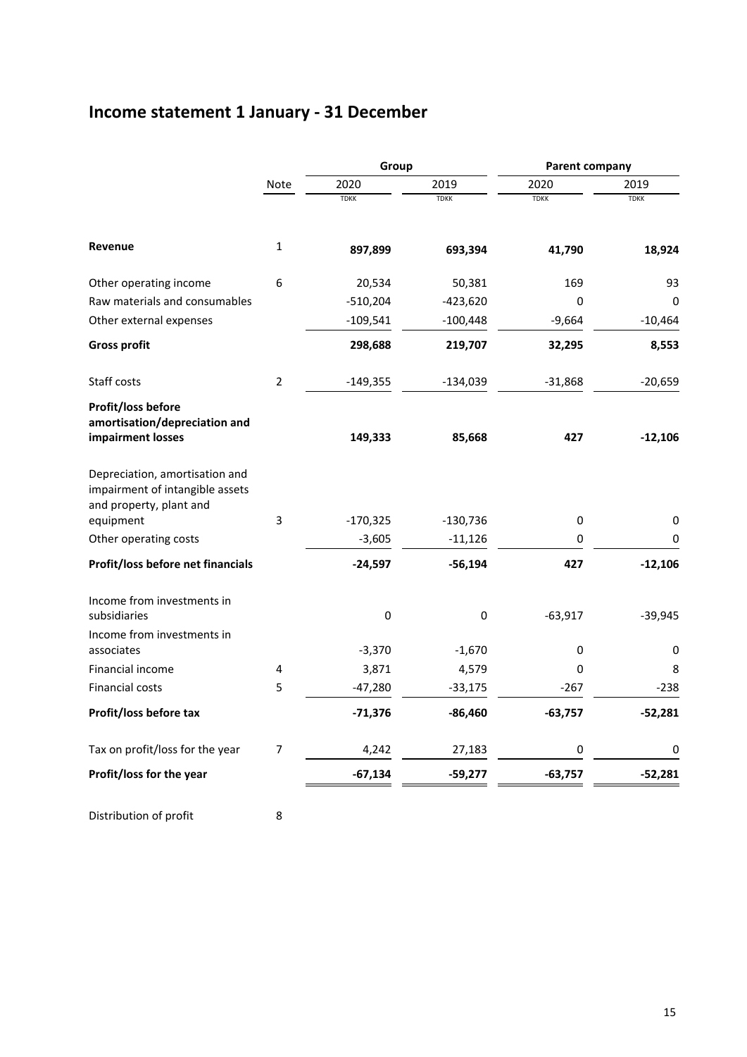# Income statement 1 January - 31 December

| | Note | Group | | Parent company | |
|---|---|---|---|---|---|
| | | 2020 | 2019 | 2020 | 2019 |
| | | TDKK | TDKK | TDKK | TDKK |
| **Revenue** | 1 | **897,899** | **693,394** | **41,790** | **18,924** |
| Other operating income | 6 | 20,534 | 50,381 | 169 | 93 |
| Raw materials and consumables | | -510,204 | -423,620 | 0 | 0 |
| Other external expenses | | -109,541 | -100,448 | -9,664 | -10,464 |
| **Gross profit** | | **298,688** | **219,707** | **32,295** | **8,553** |
| Staff costs | 2 | -149,355 | -134,039 | -31,868 | -20,659 |
| **Profit/loss before amortisation/depreciation and impairment losses** | | **149,333** | **85,668** | **427** | **-12,106** |
| Depreciation, amortisation and impairment of intangible assets and property, plant and equipment | 3 | -170,325 | -130,736 | 0 | 0 |
| Other operating costs | | -3,605 | -11,126 | 0 | 0 |
| **Profit/loss before net financials** | | **-24,597** | **-56,194** | **427** | **-12,106** |
| Income from investments in subsidiaries | | 0 | 0 | -63,917 | -39,945 |
| Income from investments in associates | | -3,370 | -1,670 | 0 | 0 |
| Financial income | 4 | 3,871 | 4,579 | 0 | 8 |
| Financial costs | 5 | -47,280 | -33,175 | -267 | -238 |
| **Profit/loss before tax** | | **-71,376** | **-86,460** | **-63,757** | **-52,281** |
| Tax on profit/loss for the year | 7 | 4,242 | 27,183 | 0 | 0 |
| **Profit/loss for the year** | | **-67,134** | **-59,277** | **-63,757** | **-52,281** |

Distribution of profit 8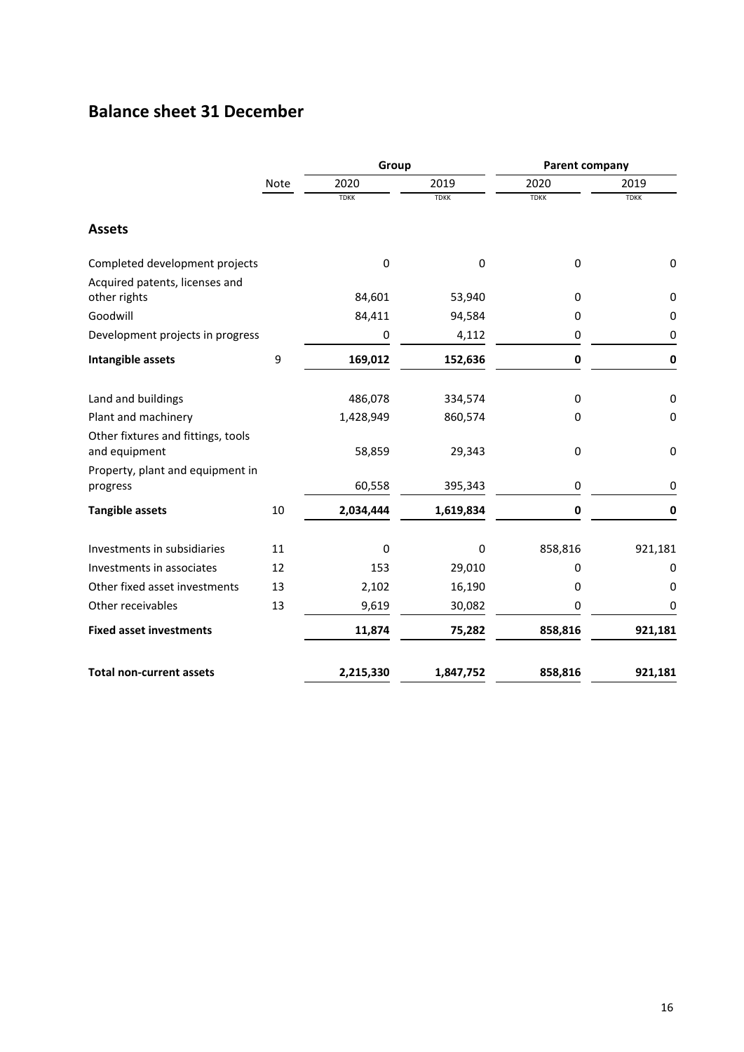# Balance sheet 31 December

| | Note | Group | | Parent company | |
|---|---|---|---|---|---|
| | | 2020 | 2019 | 2020 | 2019 |
| | | TDKK | TDKK | TDKK | TDKK |
| **Assets** | | | | | |
| Completed development projects | | 0 | 0 | 0 | 0 |
| Acquired patents, licenses and other rights | | 84,601 | 53,940 | 0 | 0 |
| Goodwill | | 84,411 | 94,584 | 0 | 0 |
| Development projects in progress | | 0 | 4,112 | 0 | 0 |
| **Intangible assets** | 9 | **169,012** | **152,636** | **0** | **0** |
| Land and buildings | | 486,078 | 334,574 | 0 | 0 |
| Plant and machinery | | 1,428,949 | 860,574 | 0 | 0 |
| Other fixtures and fittings, tools and equipment | | 58,859 | 29,343 | 0 | 0 |
| Property, plant and equipment in progress | | 60,558 | 395,343 | 0 | 0 |
| **Tangible assets** | 10 | **2,034,444** | **1,619,834** | **0** | **0** |
| Investments in subsidiaries | 11 | 0 | 0 | 858,816 | 921,181 |
| Investments in associates | 12 | 153 | 29,010 | 0 | 0 |
| Other fixed asset investments | 13 | 2,102 | 16,190 | 0 | 0 |
| Other receivables | 13 | 9,619 | 30,082 | 0 | 0 |
| **Fixed asset investments** | | **11,874** | **75,282** | **858,816** | **921,181** |
| **Total non-current assets** | | **2,215,330** | **1,847,752** | **858,816** | **921,181** |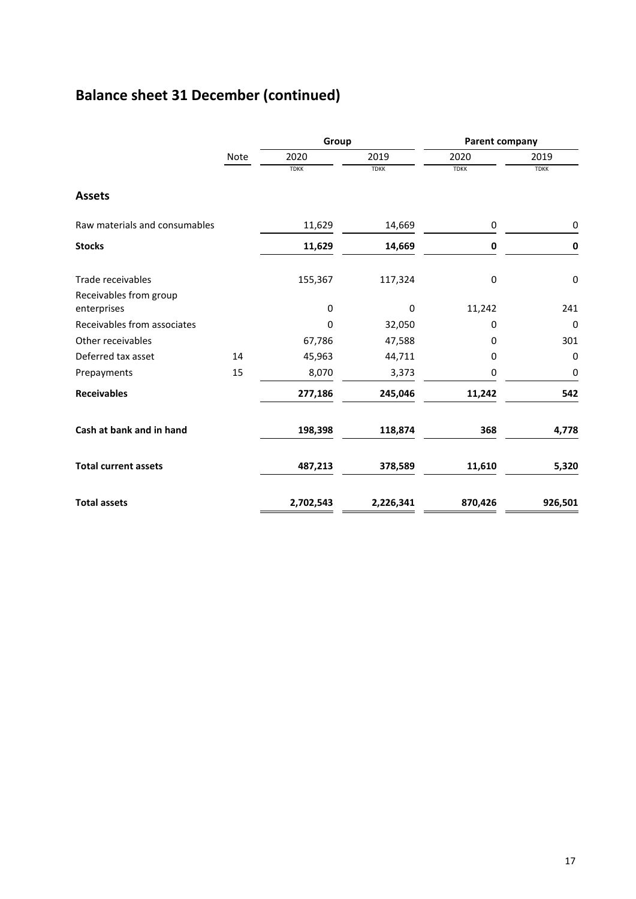# Balance sheet 31 December (continued)

| | Note | Group | | Parent company | |
|---|---|---|---|---|---|
| | | 2020 | 2019 | 2020 | 2019 |
| | | TDKK | TDKK | TDKK | TDKK |
| **Assets** | | | | | |
| Raw materials and consumables | | 11,629 | 14,669 | 0 | 0 |
| **Stocks** | | **11,629** | **14,669** | **0** | **0** |
| Trade receivables | | 155,367 | 117,324 | 0 | 0 |
| Receivables from group enterprises | | 0 | 0 | 11,242 | 241 |
| Receivables from associates | | 0 | 32,050 | 0 | 0 |
| Other receivables | | 67,786 | 47,588 | 0 | 301 |
| Deferred tax asset | 14 | 45,963 | 44,711 | 0 | 0 |
| Prepayments | 15 | 8,070 | 3,373 | 0 | 0 |
| **Receivables** | | **277,186** | **245,046** | **11,242** | **542** |
| **Cash at bank and in hand** | | **198,398** | **118,874** | **368** | **4,778** |
| **Total current assets** | | **487,213** | **378,589** | **11,610** | **5,320** |
| **Total assets** | | **2,702,543** | **2,226,341** | **870,426** | **926,501** |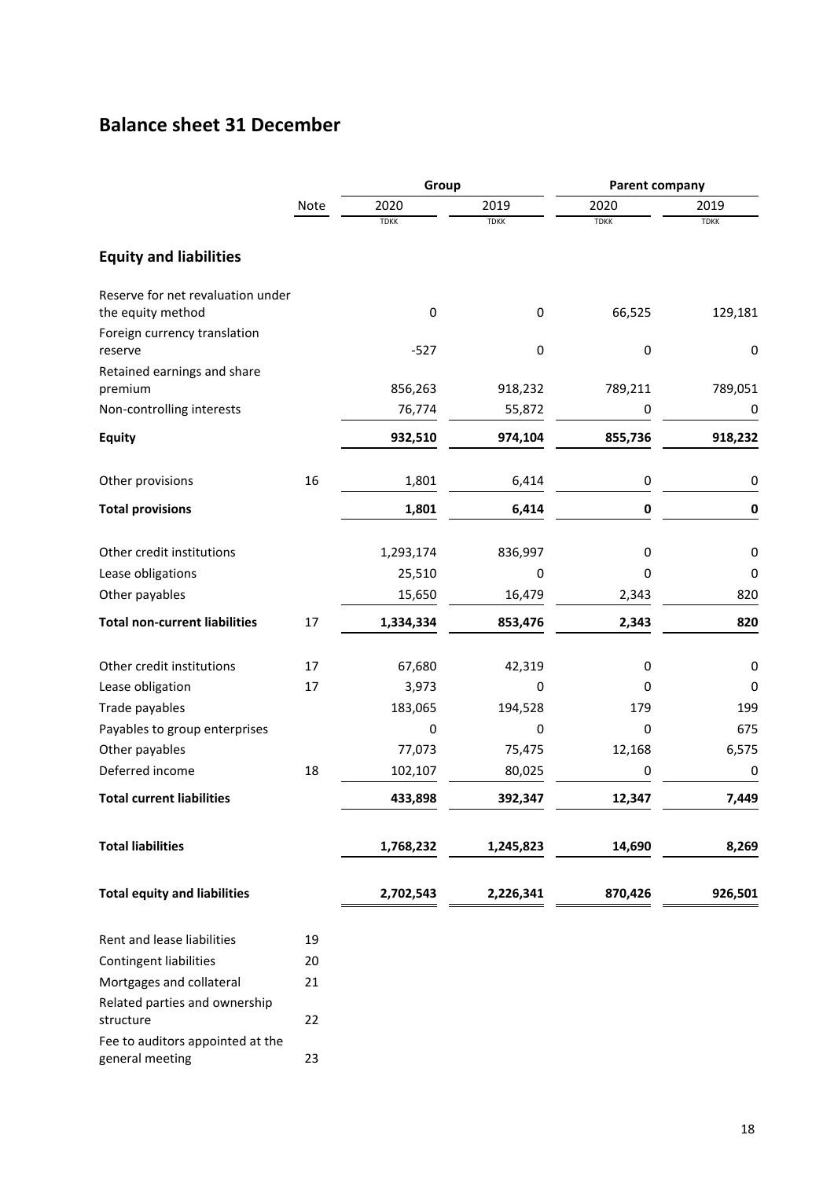# Balance sheet 31 December

| | Note | Group | | Parent company | |
|---|---|---|---|---|---|
| | | 2020 | 2019 | 2020 | 2019 |
| | | TDKK | TDKK | TDKK | TDKK |
| **Equity and liabilities** | | | | | |
| Reserve for net revaluation under the equity method | | 0 | 0 | 66,525 | 129,181 |
| Foreign currency translation reserve | | -527 | 0 | 0 | 0 |
| Retained earnings and share premium | | 856,263 | 918,232 | 789,211 | 789,051 |
| Non-controlling interests | | 76,774 | 55,872 | 0 | 0 |
| **Equity** | | **932,510** | **974,104** | **855,736** | **918,232** |
| Other provisions | 16 | 1,801 | 6,414 | 0 | 0 |
| **Total provisions** | | **1,801** | **6,414** | **0** | **0** |
| Other credit institutions | | 1,293,174 | 836,997 | 0 | 0 |
| Lease obligations | | 25,510 | 0 | 0 | 0 |
| Other payables | | 15,650 | 16,479 | 2,343 | 820 |
| **Total non-current liabilities** | 17 | **1,334,334** | **853,476** | **2,343** | **820** |
| Other credit institutions | 17 | 67,680 | 42,319 | 0 | 0 |
| Lease obligation | 17 | 3,973 | 0 | 0 | 0 |
| Trade payables | | 183,065 | 194,528 | 179 | 199 |
| Payables to group enterprises | | 0 | 0 | 0 | 675 |
| Other payables | | 77,073 | 75,475 | 12,168 | 6,575 |
| Deferred income | 18 | 102,107 | 80,025 | 0 | 0 |
| **Total current liabilities** | | **433,898** | **392,347** | **12,347** | **7,449** |
| **Total liabilities** | | **1,768,232** | **1,245,823** | **14,690** | **8,269** |
| **Total equity and liabilities** | | **2,702,543** | **2,226,341** | **870,426** | **926,501** |

| | Note |
|---|---|
| Rent and lease liabilities | 19 |
| Contingent liabilities | 20 |
| Mortgages and collateral | 21 |
| Related parties and ownership structure | 22 |
| Fee to auditors appointed at the general meeting | 23 |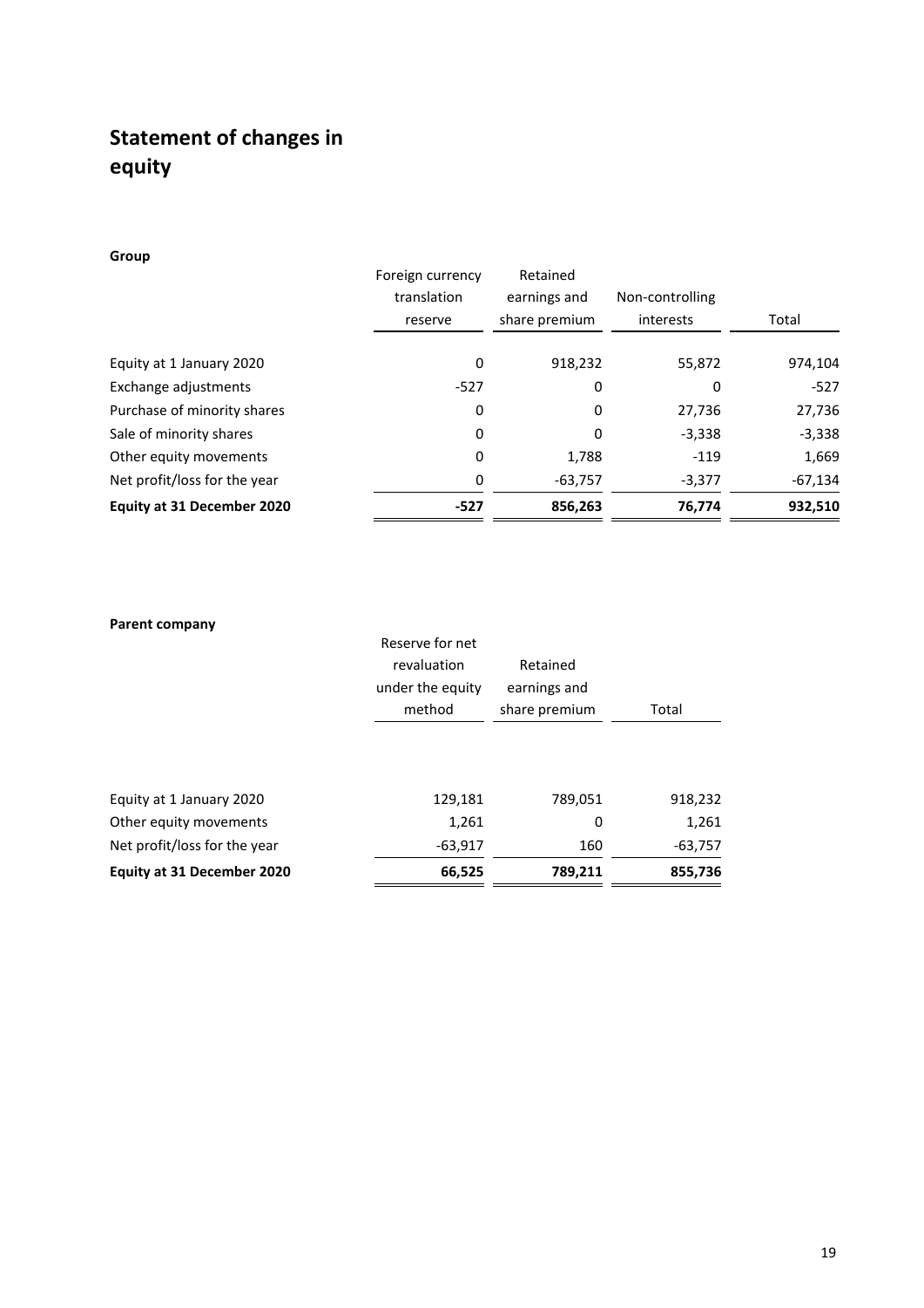# Statement of changes in equity

**Group**

| | Foreign currency translation reserve | Retained earnings and share premium | Non-controlling interests | Total |
|---|---|---|---|---|
| Equity at 1 January 2020 | 0 | 918,232 | 55,872 | 974,104 |
| Exchange adjustments | -527 | 0 | 0 | -527 |
| Purchase of minority shares | 0 | 0 | 27,736 | 27,736 |
| Sale of minority shares | 0 | 0 | -3,338 | -3,338 |
| Other equity movements | 0 | 1,788 | -119 | 1,669 |
| Net profit/loss for the year | 0 | -63,757 | -3,377 | -67,134 |
| **Equity at 31 December 2020** | **-527** | **856,263** | **76,774** | **932,510** |

**Parent company**

| | Reserve for net revaluation under the equity method | Retained earnings and share premium | Total |
|---|---|---|---|
| Equity at 1 January 2020 | 129,181 | 789,051 | 918,232 |
| Other equity movements | 1,261 | 0 | 1,261 |
| Net profit/loss for the year | -63,917 | 160 | -63,757 |
| **Equity at 31 December 2020** | **66,525** | **789,211** | **855,736** |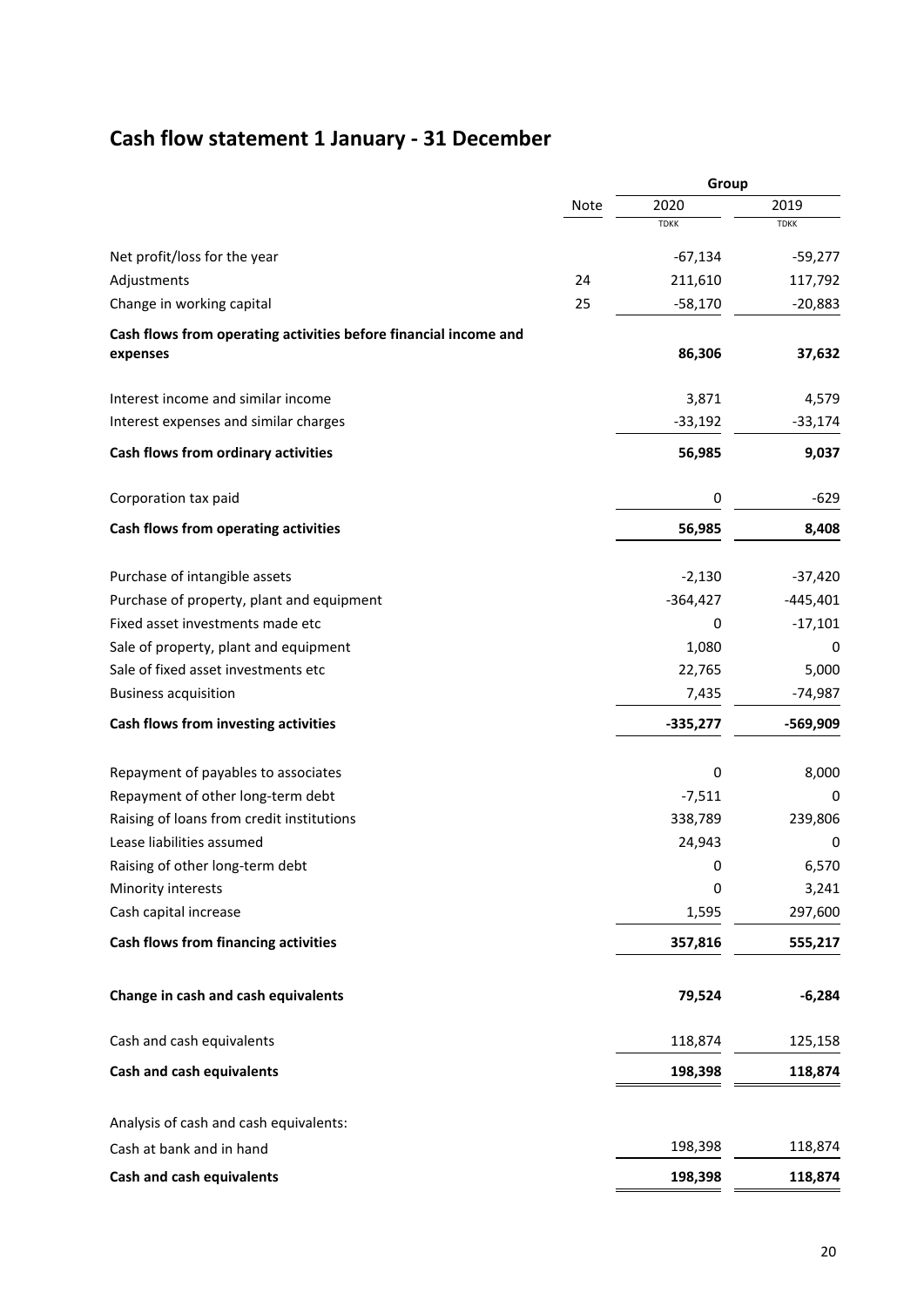# Cash flow statement 1 January - 31 December

| | Note | Group | |
|---|---|---|---|
| | | 2020 | 2019 |
| | | TDKK | TDKK |
| Net profit/loss for the year | | -67,134 | -59,277 |
| Adjustments | 24 | 211,610 | 117,792 |
| Change in working capital | 25 | -58,170 | -20,883 |
| **Cash flows from operating activities before financial income and expenses** | | **86,306** | **37,632** |
| Interest income and similar income | | 3,871 | 4,579 |
| Interest expenses and similar charges | | -33,192 | -33,174 |
| **Cash flows from ordinary activities** | | **56,985** | **9,037** |
| Corporation tax paid | | 0 | -629 |
| **Cash flows from operating activities** | | **56,985** | **8,408** |
| Purchase of intangible assets | | -2,130 | -37,420 |
| Purchase of property, plant and equipment | | -364,427 | -445,401 |
| Fixed asset investments made etc | | 0 | -17,101 |
| Sale of property, plant and equipment | | 1,080 | 0 |
| Sale of fixed asset investments etc | | 22,765 | 5,000 |
| Business acquisition | | 7,435 | -74,987 |
| **Cash flows from investing activities** | | **-335,277** | **-569,909** |
| Repayment of payables to associates | | 0 | 8,000 |
| Repayment of other long-term debt | | -7,511 | 0 |
| Raising of loans from credit institutions | | 338,789 | 239,806 |
| Lease liabilities assumed | | 24,943 | 0 |
| Raising of other long-term debt | | 0 | 6,570 |
| Minority interests | | 0 | 3,241 |
| Cash capital increase | | 1,595 | 297,600 |
| **Cash flows from financing activities** | | **357,816** | **555,217** |
| **Change in cash and cash equivalents** | | **79,524** | **-6,284** |
| Cash and cash equivalents | | 118,874 | 125,158 |
| **Cash and cash equivalents** | | **198,398** | **118,874** |
| Analysis of cash and cash equivalents: | | | |
| Cash at bank and in hand | | 198,398 | 118,874 |
| **Cash and cash equivalents** | | **198,398** | **118,874** |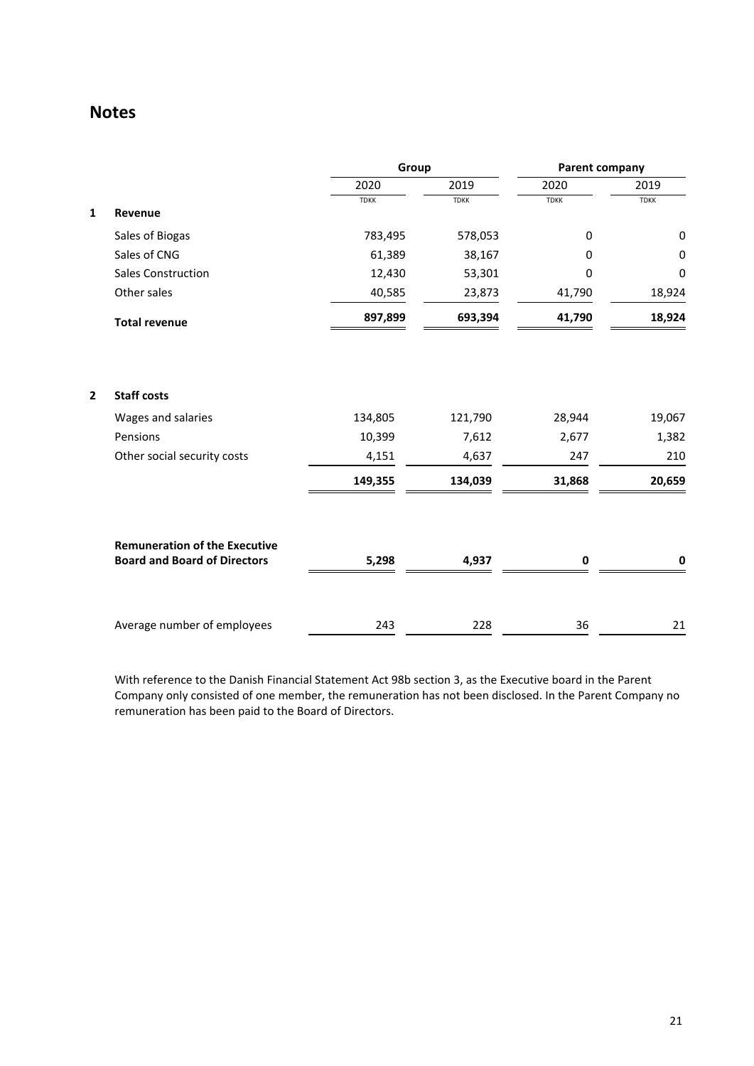## Notes

| | | Group | | Parent company | |
|---|---|---|---|---|---|
| | | 2020 | 2019 | 2020 | 2019 |
| | | TDKK | TDKK | TDKK | TDKK |
| **1** | **Revenue** | | | | |
| | Sales of Biogas | 783,495 | 578,053 | 0 | 0 |
| | Sales of CNG | 61,389 | 38,167 | 0 | 0 |
| | Sales Construction | 12,430 | 53,301 | 0 | 0 |
| | Other sales | 40,585 | 23,873 | 41,790 | 18,924 |
| | **Total revenue** | **897,899** | **693,394** | **41,790** | **18,924** |

| | | Group | | Parent company | |
|---|---|---|---|---|---|
| | | 2020 | 2019 | 2020 | 2019 |
| **2** | **Staff costs** | | | | |
| | Wages and salaries | 134,805 | 121,790 | 28,944 | 19,067 |
| | Pensions | 10,399 | 7,612 | 2,677 | 1,382 |
| | Other social security costs | 4,151 | 4,637 | 247 | 210 |
| | | **149,355** | **134,039** | **31,868** | **20,659** |
| | **Remuneration of the Executive Board and Board of Directors** | **5,298** | **4,937** | **0** | **0** |
| | Average number of employees | 243 | 228 | 36 | 21 |

With reference to the Danish Financial Statement Act 98b section 3, as the Executive board in the Parent Company only consisted of one member, the remuneration has not been disclosed. In the Parent Company no remuneration has been paid to the Board of Directors.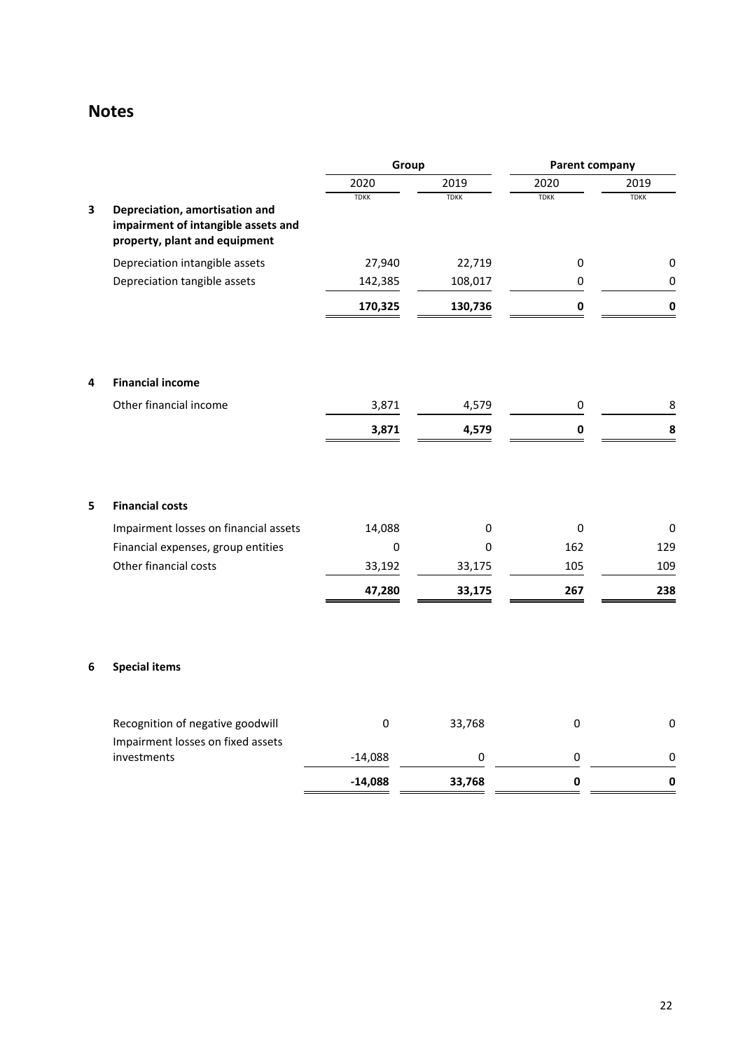## Notes

| | | Group | | Parent company | |
|---|---|---|---|---|---|
| | | 2020 | 2019 | 2020 | 2019 |
| | | TDKK | TDKK | TDKK | TDKK |
| **3** | **Depreciation, amortisation and impairment of intangible assets and property, plant and equipment** | | | | |
| | Depreciation intangible assets | 27,940 | 22,719 | 0 | 0 |
| | Depreciation tangible assets | 142,385 | 108,017 | 0 | 0 |
| | | **170,325** | **130,736** | **0** | **0** |
| **4** | **Financial income** | | | | |
| | Other financial income | 3,871 | 4,579 | 0 | 8 |
| | | **3,871** | **4,579** | **0** | **8** |
| **5** | **Financial costs** | | | | |
| | Impairment losses on financial assets | 14,088 | 0 | 0 | 0 |
| | Financial expenses, group entities | 0 | 0 | 162 | 129 |
| | Other financial costs | 33,192 | 33,175 | 105 | 109 |
| | | **47,280** | **33,175** | **267** | **238** |
| **6** | **Special items** | | | | |
| | Recognition of negative goodwill | 0 | 33,768 | 0 | 0 |
| | Impairment losses on fixed assets investments | -14,088 | 0 | 0 | 0 |
| | | **-14,088** | **33,768** | **0** | **0** |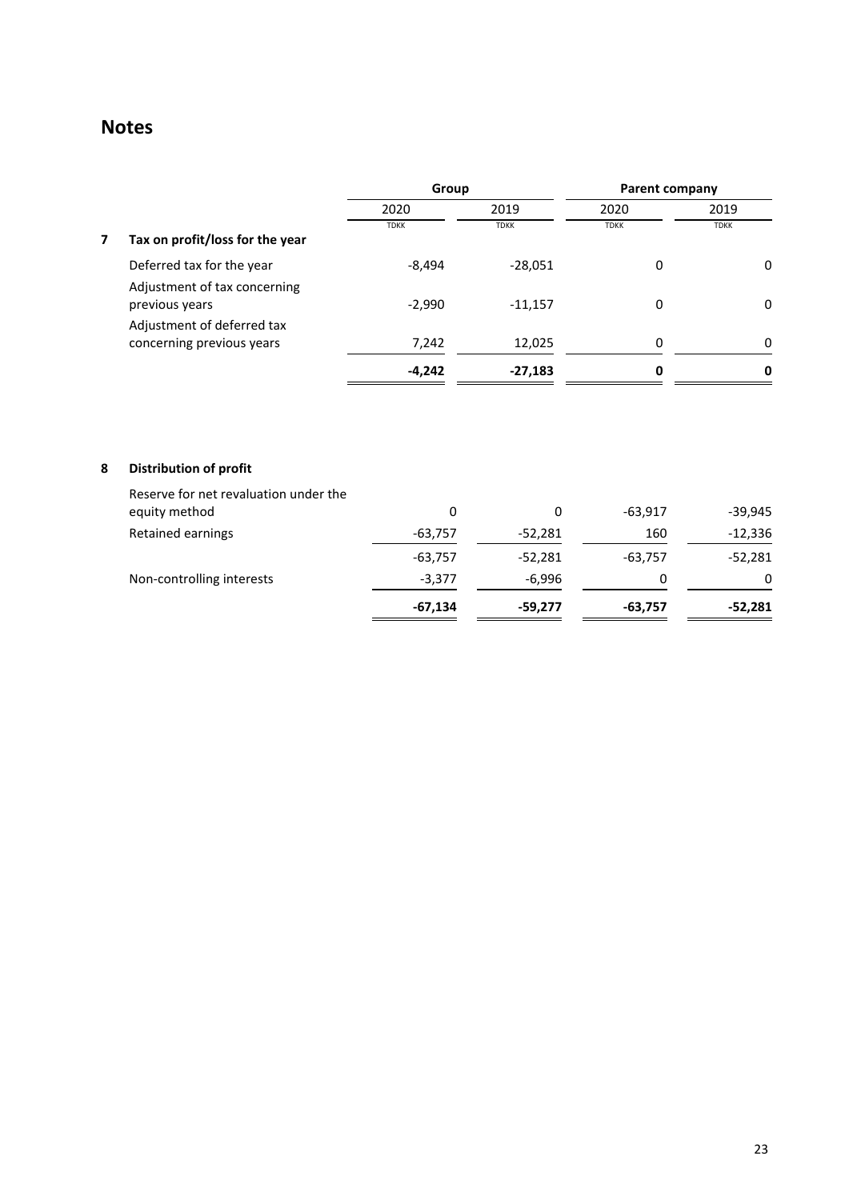## Notes

| | | Group | | Parent company | |
|---|---|---|---|---|---|
| | | 2020 | 2019 | 2020 | 2019 |
| | | TDKK | TDKK | TDKK | TDKK |
| **7** | **Tax on profit/loss for the year** | | | | |
| | Deferred tax for the year | -8,494 | -28,051 | 0 | 0 |
| | Adjustment of tax concerning previous years | -2,990 | -11,157 | 0 | 0 |
| | Adjustment of deferred tax concerning previous years | 7,242 | 12,025 | 0 | 0 |
| | | **-4,242** | **-27,183** | **0** | **0** |

| | | Group | | Parent company | |
|---|---|---|---|---|---|
| | | 2020 | 2019 | 2020 | 2019 |
| **8** | **Distribution of profit** | | | | |
| | Reserve for net revaluation under the equity method | 0 | 0 | -63,917 | -39,945 |
| | Retained earnings | -63,757 | -52,281 | 160 | -12,336 |
| | | -63,757 | -52,281 | -63,757 | -52,281 |
| | Non-controlling interests | -3,377 | -6,996 | 0 | 0 |
| | | **-67,134** | **-59,277** | **-63,757** | **-52,281** |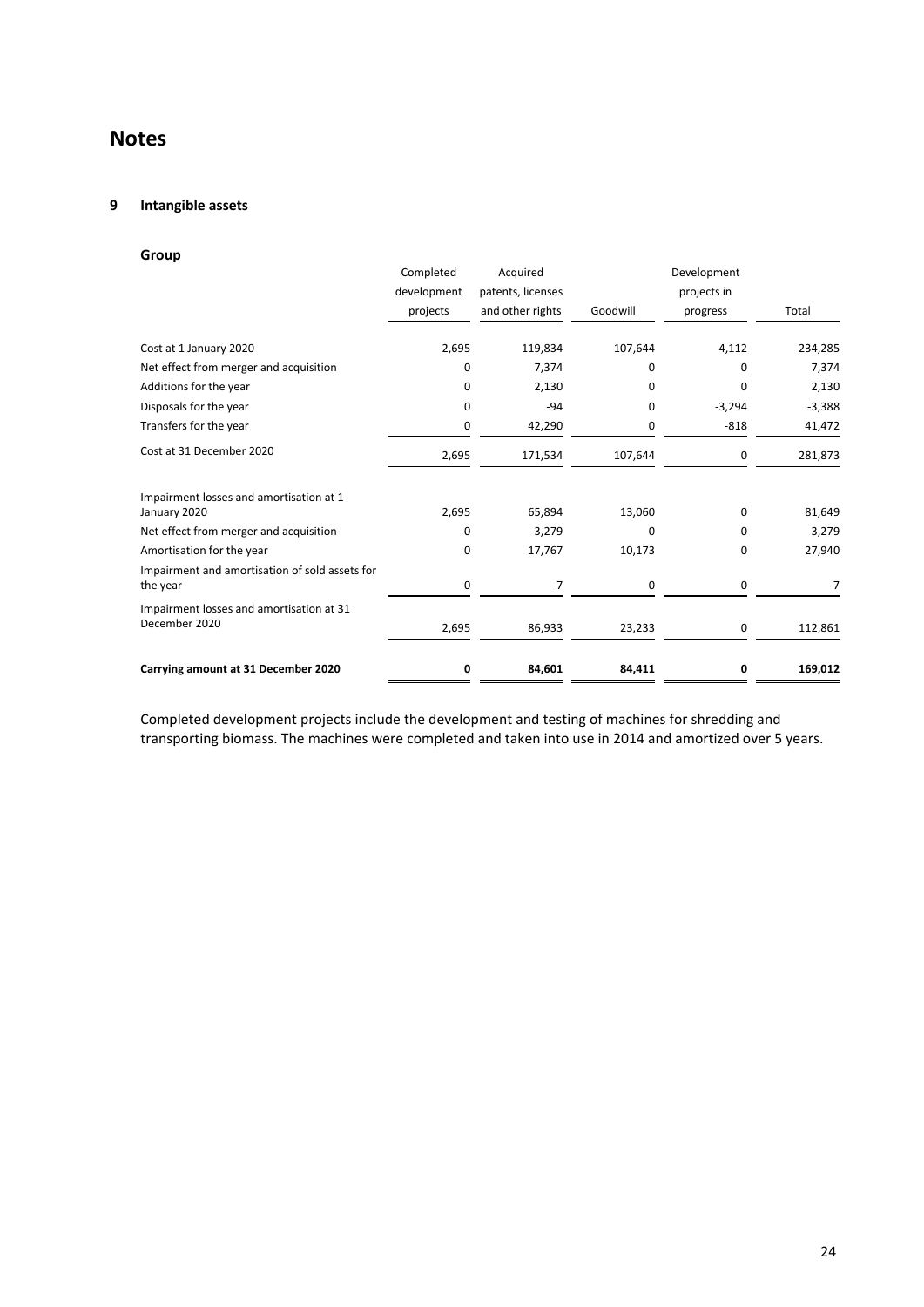# Notes

## 9 Intangible assets

### Group

| | Completed development projects | Acquired patents, licenses and other rights | Goodwill | Development projects in progress | Total |
|---|---|---|---|---|---|
| Cost at 1 January 2020 | 2,695 | 119,834 | 107,644 | 4,112 | 234,285 |
| Net effect from merger and acquisition | 0 | 7,374 | 0 | 0 | 7,374 |
| Additions for the year | 0 | 2,130 | 0 | 0 | 2,130 |
| Disposals for the year | 0 | -94 | 0 | -3,294 | -3,388 |
| Transfers for the year | 0 | 42,290 | 0 | -818 | 41,472 |
| Cost at 31 December 2020 | 2,695 | 171,534 | 107,644 | 0 | 281,873 |
| Impairment losses and amortisation at 1 January 2020 | 2,695 | 65,894 | 13,060 | 0 | 81,649 |
| Net effect from merger and acquisition | 0 | 3,279 | 0 | 0 | 3,279 |
| Amortisation for the year | 0 | 17,767 | 10,173 | 0 | 27,940 |
| Impairment and amortisation of sold assets for the year | 0 | -7 | 0 | 0 | -7 |
| Impairment losses and amortisation at 31 December 2020 | 2,695 | 86,933 | 23,233 | 0 | 112,861 |
| **Carrying amount at 31 December 2020** | **0** | **84,601** | **84,411** | **0** | **169,012** |

Completed development projects include the development and testing of machines for shredding and transporting biomass. The machines were completed and taken into use in 2014 and amortized over 5 years.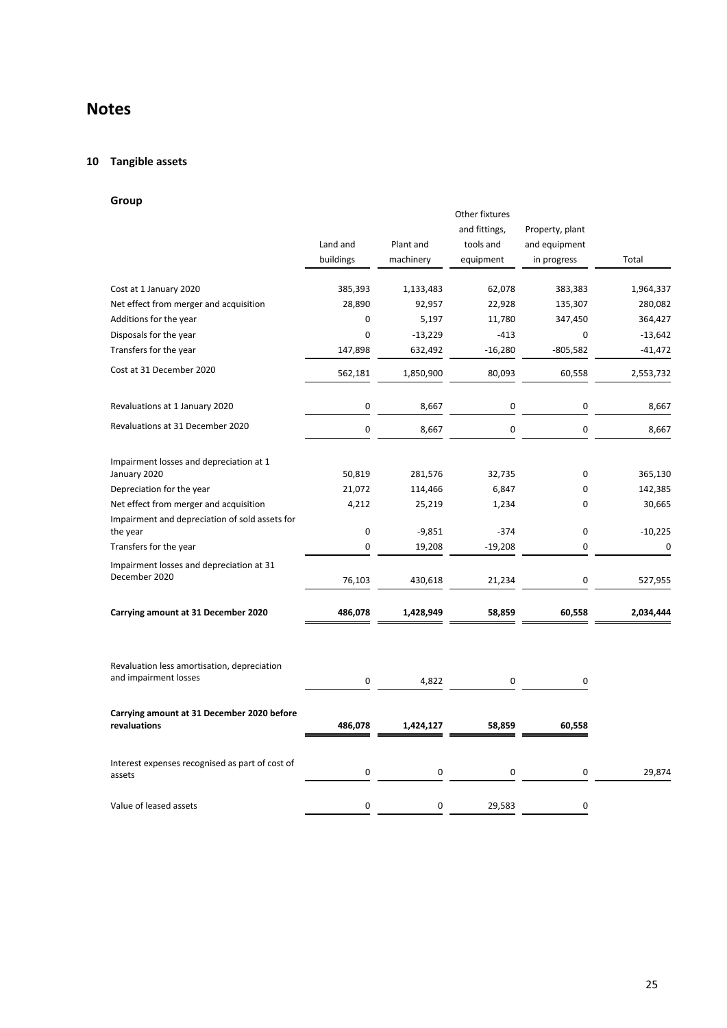# Notes

## 10 Tangible assets

### Group

| | Land and buildings | Plant and machinery | Other fixtures and fittings, tools and equipment | Property, plant and equipment in progress | Total |
|---|---|---|---|---|---|
| Cost at 1 January 2020 | 385,393 | 1,133,483 | 62,078 | 383,383 | 1,964,337 |
| Net effect from merger and acquisition | 28,890 | 92,957 | 22,928 | 135,307 | 280,082 |
| Additions for the year | 0 | 5,197 | 11,780 | 347,450 | 364,427 |
| Disposals for the year | 0 | -13,229 | -413 | 0 | -13,642 |
| Transfers for the year | 147,898 | 632,492 | -16,280 | -805,582 | -41,472 |
| Cost at 31 December 2020 | 562,181 | 1,850,900 | 80,093 | 60,558 | 2,553,732 |
| Revaluations at 1 January 2020 | 0 | 8,667 | 0 | 0 | 8,667 |
| Revaluations at 31 December 2020 | 0 | 8,667 | 0 | 0 | 8,667 |
| Impairment losses and depreciation at 1 January 2020 | 50,819 | 281,576 | 32,735 | 0 | 365,130 |
| Depreciation for the year | 21,072 | 114,466 | 6,847 | 0 | 142,385 |
| Net effect from merger and acquisition | 4,212 | 25,219 | 1,234 | 0 | 30,665 |
| Impairment and depreciation of sold assets for the year | 0 | -9,851 | -374 | 0 | -10,225 |
| Transfers for the year | 0 | 19,208 | -19,208 | 0 | 0 |
| Impairment losses and depreciation at 31 December 2020 | 76,103 | 430,618 | 21,234 | 0 | 527,955 |
| **Carrying amount at 31 December 2020** | **486,078** | **1,428,949** | **58,859** | **60,558** | **2,034,444** |
| Revaluation less amortisation, depreciation and impairment losses | 0 | 4,822 | 0 | 0 | |
| **Carrying amount at 31 December 2020 before revaluations** | **486,078** | **1,424,127** | **58,859** | **60,558** | |
| Interest expenses recognised as part of cost of assets | 0 | 0 | 0 | 0 | 29,874 |
| Value of leased assets | 0 | 0 | 29,583 | 0 | |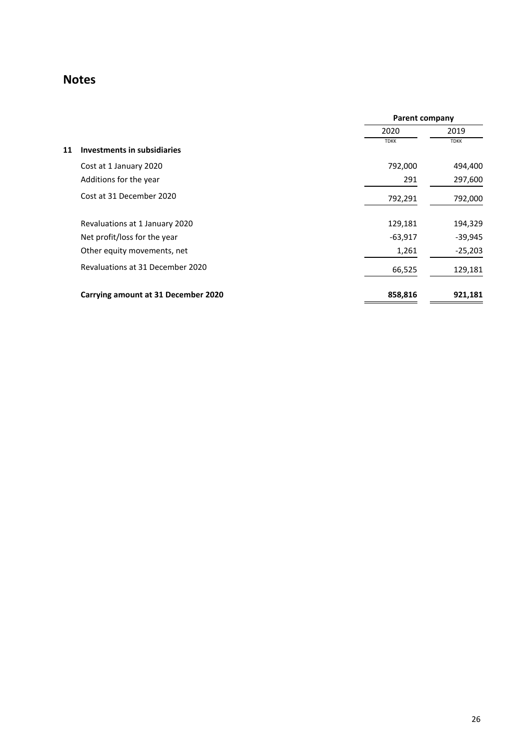## Notes

| | | Parent company | |
|---|---|---|---|
| | | 2020 | 2019 |
| | | TDKK | TDKK |
| **11** | **Investments in subsidiaries** | | |
| | Cost at 1 January 2020 | 792,000 | 494,400 |
| | Additions for the year | 291 | 297,600 |
| | Cost at 31 December 2020 | 792,291 | 792,000 |
| | Revaluations at 1 January 2020 | 129,181 | 194,329 |
| | Net profit/loss for the year | -63,917 | -39,945 |
| | Other equity movements, net | 1,261 | -25,203 |
| | Revaluations at 31 December 2020 | 66,525 | 129,181 |
| | **Carrying amount at 31 December 2020** | **858,816** | **921,181** |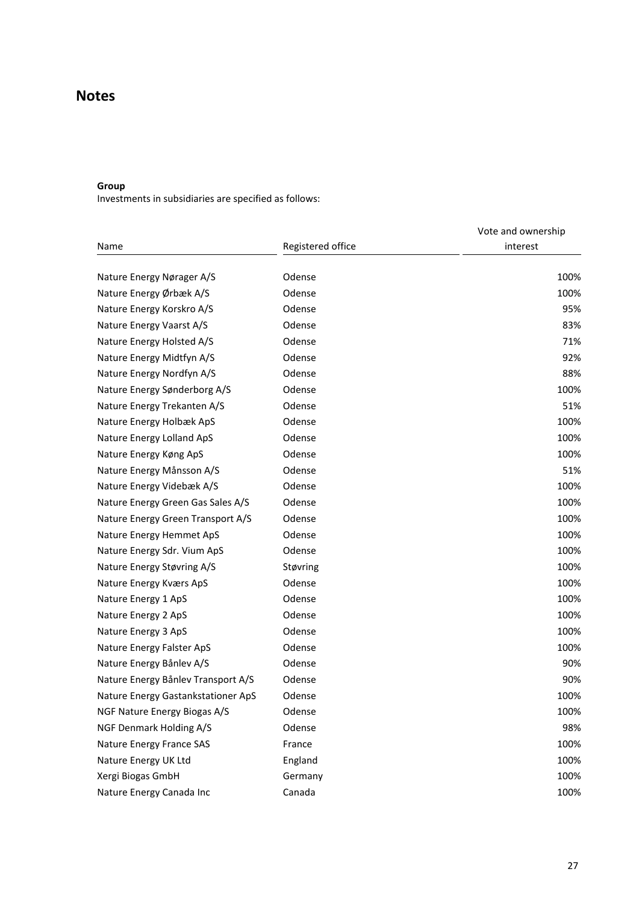# Notes

**Group**

Investments in subsidiaries are specified as follows:

| Name | Registered office | Vote and ownership interest |
|---|---|---|
| Nature Energy Nørager A/S | Odense | 100% |
| Nature Energy Ørbæk A/S | Odense | 100% |
| Nature Energy Korskro A/S | Odense | 95% |
| Nature Energy Vaarst A/S | Odense | 83% |
| Nature Energy Holsted A/S | Odense | 71% |
| Nature Energy Midtfyn A/S | Odense | 92% |
| Nature Energy Nordfyn A/S | Odense | 88% |
| Nature Energy Sønderborg A/S | Odense | 100% |
| Nature Energy Trekanten A/S | Odense | 51% |
| Nature Energy Holbæk ApS | Odense | 100% |
| Nature Energy Lolland ApS | Odense | 100% |
| Nature Energy Køng ApS | Odense | 100% |
| Nature Energy Månsson A/S | Odense | 51% |
| Nature Energy Videbæk A/S | Odense | 100% |
| Nature Energy Green Gas Sales A/S | Odense | 100% |
| Nature Energy Green Transport A/S | Odense | 100% |
| Nature Energy Hemmet ApS | Odense | 100% |
| Nature Energy Sdr. Vium ApS | Odense | 100% |
| Nature Energy Støvring A/S | Støvring | 100% |
| Nature Energy Kværs ApS | Odense | 100% |
| Nature Energy 1 ApS | Odense | 100% |
| Nature Energy 2 ApS | Odense | 100% |
| Nature Energy 3 ApS | Odense | 100% |
| Nature Energy Falster ApS | Odense | 100% |
| Nature Energy Bånlev A/S | Odense | 90% |
| Nature Energy Bånlev Transport A/S | Odense | 90% |
| Nature Energy Gastankstationer ApS | Odense | 100% |
| NGF Nature Energy Biogas A/S | Odense | 100% |
| NGF Denmark Holding A/S | Odense | 98% |
| Nature Energy France SAS | France | 100% |
| Nature Energy UK Ltd | England | 100% |
| Xergi Biogas GmbH | Germany | 100% |
| Nature Energy Canada Inc | Canada | 100% |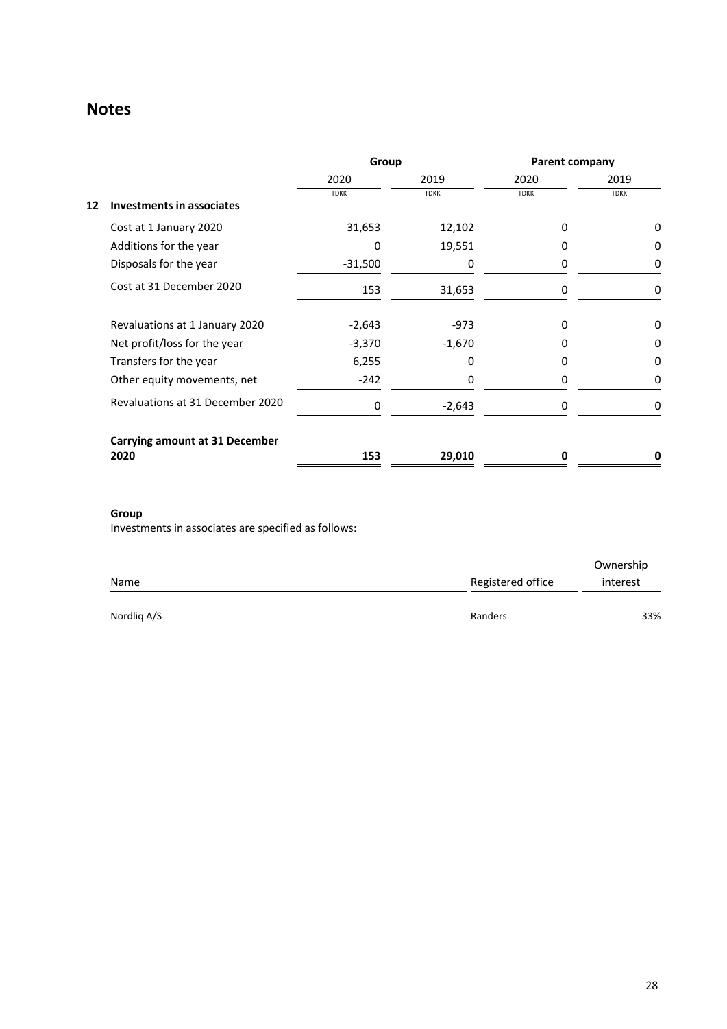# Notes

| | | Group | | Parent company | |
|---|---|---|---|---|---|
| | | 2020 | 2019 | 2020 | 2019 |
| | | TDKK | TDKK | TDKK | TDKK |
| **12** | **Investments in associates** | | | | |
| | Cost at 1 January 2020 | 31,653 | 12,102 | 0 | 0 |
| | Additions for the year | 0 | 19,551 | 0 | 0 |
| | Disposals for the year | -31,500 | 0 | 0 | 0 |
| | Cost at 31 December 2020 | 153 | 31,653 | 0 | 0 |
| | Revaluations at 1 January 2020 | -2,643 | -973 | 0 | 0 |
| | Net profit/loss for the year | -3,370 | -1,670 | 0 | 0 |
| | Transfers for the year | 6,255 | 0 | 0 | 0 |
| | Other equity movements, net | -242 | 0 | 0 | 0 |
| | Revaluations at 31 December 2020 | 0 | -2,643 | 0 | 0 |
| | **Carrying amount at 31 December 2020** | **153** | **29,010** | **0** | **0** |

**Group**

Investments in associates are specified as follows:

| Name | Registered office | Ownership interest |
|---|---|---|
| Nordliq A/S | Randers | 33% |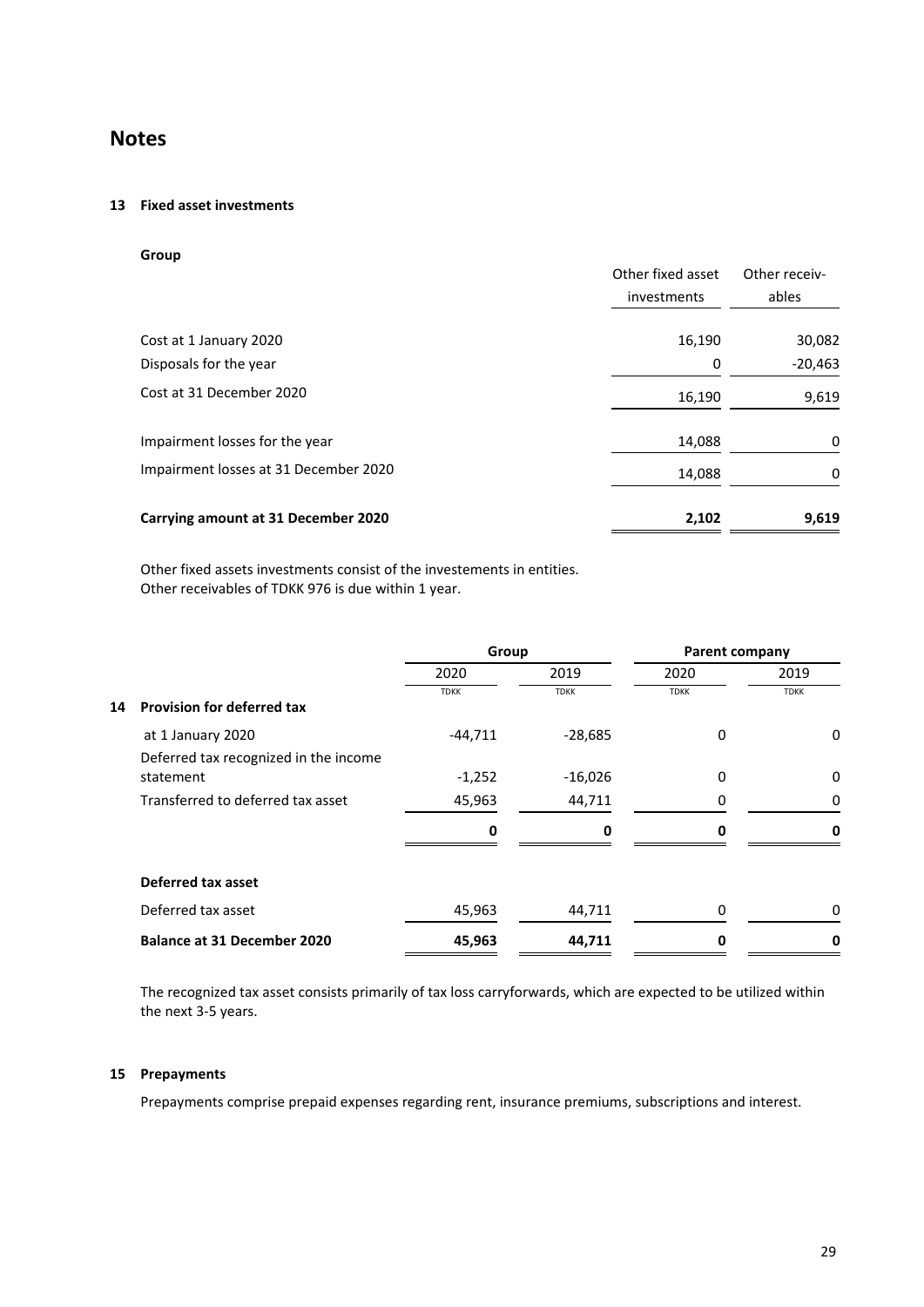# Notes

## 13 Fixed asset investments

**Group**

| | Other fixed asset investments | Other receiv-ables |
|---|---|---|
| Cost at 1 January 2020 | 16,190 | 30,082 |
| Disposals for the year | 0 | -20,463 |
| Cost at 31 December 2020 | 16,190 | 9,619 |
| Impairment losses for the year | 14,088 | 0 |
| Impairment losses at 31 December 2020 | 14,088 | 0 |
| **Carrying amount at 31 December 2020** | **2,102** | **9,619** |

Other fixed assets investments consist of the investements in entities.
Other receivables of TDKK 976 is due within 1 year.

| | Group | | Parent company | |
|---|---|---|---|---|
| | 2020 | 2019 | 2020 | 2019 |
| | TDKK | TDKK | TDKK | TDKK |
| **14 Provision for deferred tax** | | | | |
| at 1 January 2020 | -44,711 | -28,685 | 0 | 0 |
| Deferred tax recognized in the income statement | -1,252 | -16,026 | 0 | 0 |
| Transferred to deferred tax asset | 45,963 | 44,711 | 0 | 0 |
| | **0** | **0** | **0** | **0** |
| **Deferred tax asset** | | | | |
| Deferred tax asset | 45,963 | 44,711 | 0 | 0 |
| **Balance at 31 December 2020** | **45,963** | **44,711** | **0** | **0** |

The recognized tax asset consists primarily of tax loss carryforwards, which are expected to be utilized within the next 3-5 years.

## 15 Prepayments

Prepayments comprise prepaid expenses regarding rent, insurance premiums, subscriptions and interest.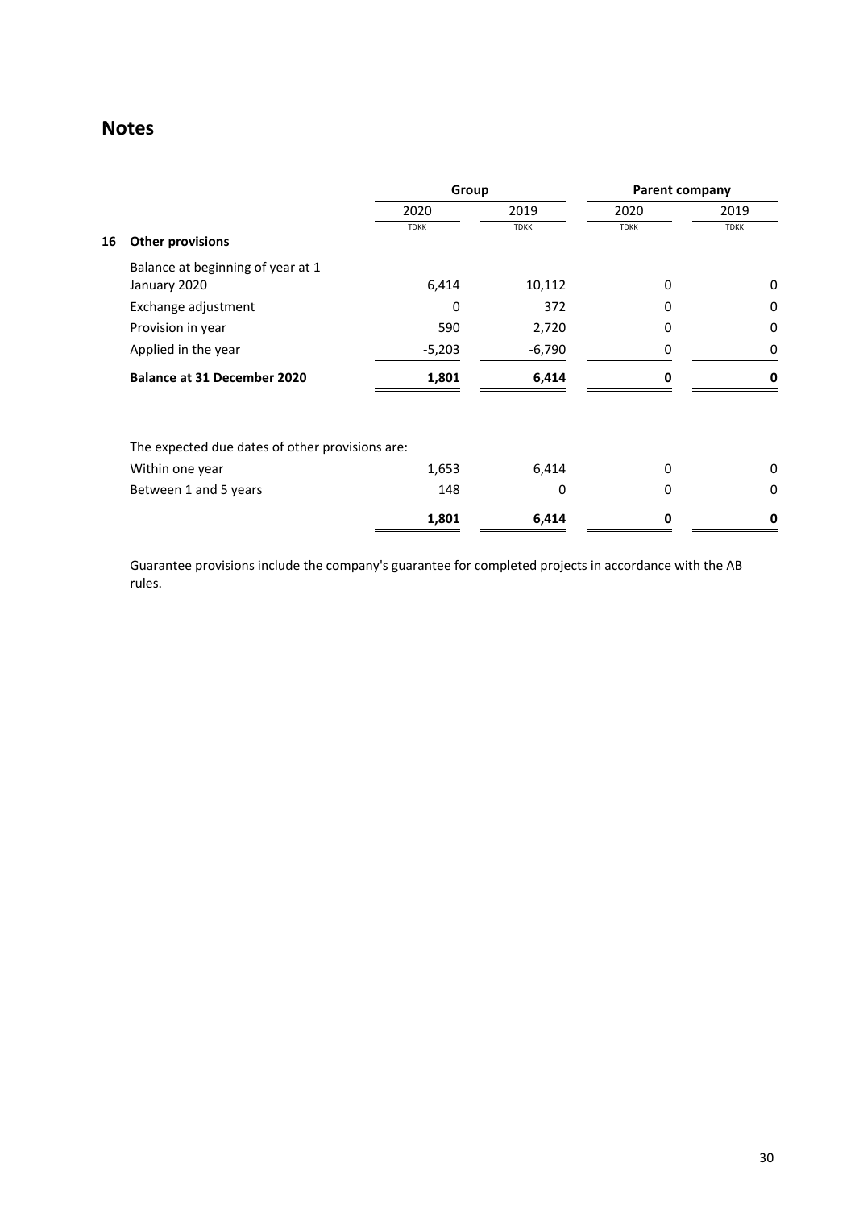## Notes

| | | Group | | Parent company | |
|---|---|---|---|---|---|
| | | 2020 | 2019 | 2020 | 2019 |
| | | TDKK | TDKK | TDKK | TDKK |
| **16** | **Other provisions** | | | | |
| | Balance at beginning of year at 1 January 2020 | 6,414 | 10,112 | 0 | 0 |
| | Exchange adjustment | 0 | 372 | 0 | 0 |
| | Provision in year | 590 | 2,720 | 0 | 0 |
| | Applied in the year | -5,203 | -6,790 | 0 | 0 |
| | **Balance at 31 December 2020** | **1,801** | **6,414** | **0** | **0** |

| The expected due dates of other provisions are: | | | | |
|---|---|---|---|---|
| Within one year | 1,653 | 6,414 | 0 | 0 |
| Between 1 and 5 years | 148 | 0 | 0 | 0 |
| | **1,801** | **6,414** | **0** | **0** |

Guarantee provisions include the company's guarantee for completed projects in accordance with the AB rules.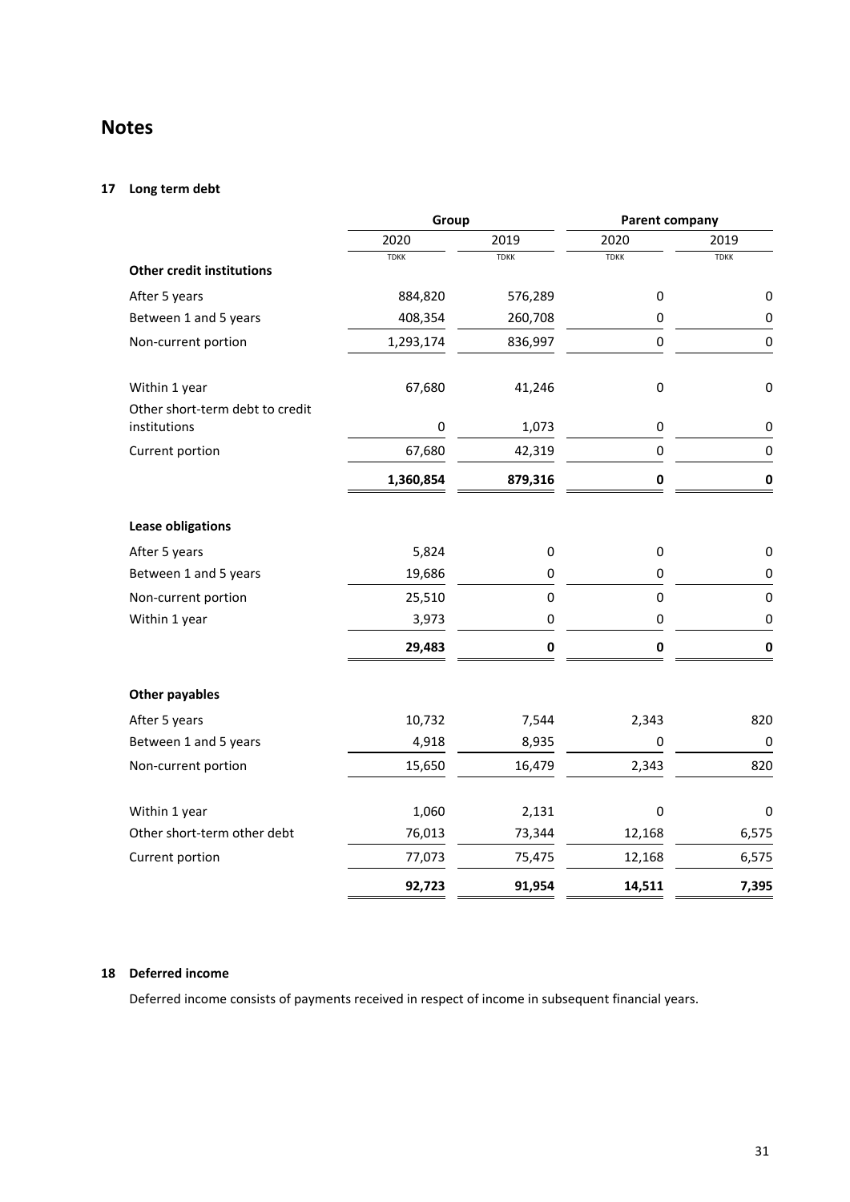# Notes

## 17 Long term debt

| | Group | | Parent company | |
|---|---|---|---|---|
| | 2020 | 2019 | 2020 | 2019 |
| | TDKK | TDKK | TDKK | TDKK |
| **Other credit institutions** | | | | |
| After 5 years | 884,820 | 576,289 | 0 | 0 |
| Between 1 and 5 years | 408,354 | 260,708 | 0 | 0 |
| Non-current portion | 1,293,174 | 836,997 | 0 | 0 |
| Within 1 year | 67,680 | 41,246 | 0 | 0 |
| Other short-term debt to credit institutions | 0 | 1,073 | 0 | 0 |
| Current portion | 67,680 | 42,319 | 0 | 0 |
| | **1,360,854** | **879,316** | **0** | **0** |
| **Lease obligations** | | | | |
| After 5 years | 5,824 | 0 | 0 | 0 |
| Between 1 and 5 years | 19,686 | 0 | 0 | 0 |
| Non-current portion | 25,510 | 0 | 0 | 0 |
| Within 1 year | 3,973 | 0 | 0 | 0 |
| | **29,483** | **0** | **0** | **0** |
| **Other payables** | | | | |
| After 5 years | 10,732 | 7,544 | 2,343 | 820 |
| Between 1 and 5 years | 4,918 | 8,935 | 0 | 0 |
| Non-current portion | 15,650 | 16,479 | 2,343 | 820 |
| Within 1 year | 1,060 | 2,131 | 0 | 0 |
| Other short-term other debt | 76,013 | 73,344 | 12,168 | 6,575 |
| Current portion | 77,073 | 75,475 | 12,168 | 6,575 |
| | **92,723** | **91,954** | **14,511** | **7,395** |

## 18 Deferred income

Deferred income consists of payments received in respect of income in subsequent financial years.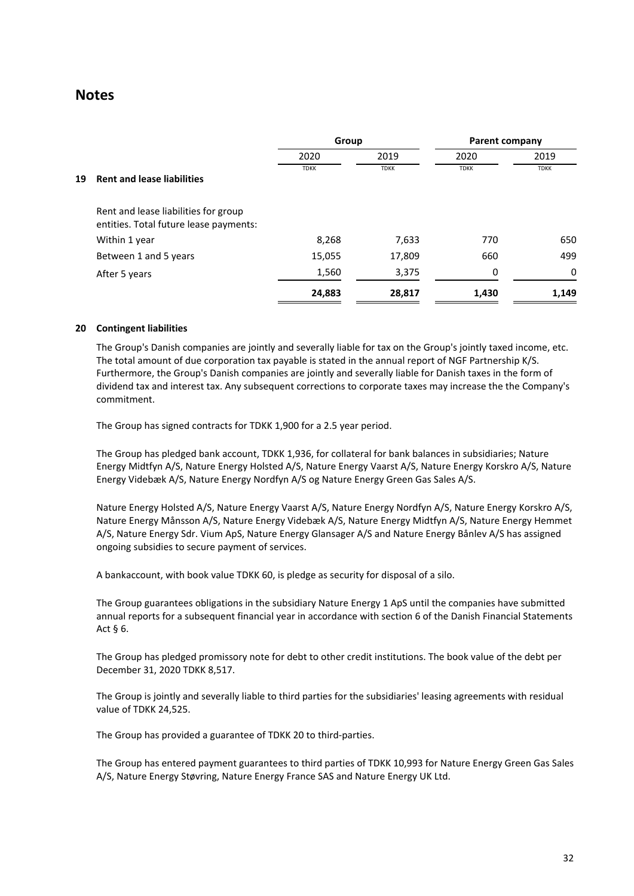# Notes

| | | Group | | Parent company | |
|---|---|---|---|---|---|
| | | 2020 | 2019 | 2020 | 2019 |
| | | TDKK | TDKK | TDKK | TDKK |
| **19** | **Rent and lease liabilities** | | | | |
| | Rent and lease liabilities for group entities. Total future lease payments: | | | | |
| | Within 1 year | 8,268 | 7,633 | 770 | 650 |
| | Between 1 and 5 years | 15,055 | 17,809 | 660 | 499 |
| | After 5 years | 1,560 | 3,375 | 0 | 0 |
| | | **24,883** | **28,817** | **1,430** | **1,149** |

**20 Contingent liabilities**

The Group's Danish companies are jointly and severally liable for tax on the Group's jointly taxed income, etc. The total amount of due corporation tax payable is stated in the annual report of NGF Partnership K/S. Furthermore, the Group's Danish companies are jointly and severally liable for Danish taxes in the form of dividend tax and interest tax. Any subsequent corrections to corporate taxes may increase the the Company's commitment.

The Group has signed contracts for TDKK 1,900 for a 2.5 year period.

The Group has pledged bank account, TDKK 1,936, for collateral for bank balances in subsidiaries; Nature Energy Midtfyn A/S, Nature Energy Holsted A/S, Nature Energy Vaarst A/S, Nature Energy Korskro A/S, Nature Energy Videbæk A/S, Nature Energy Nordfyn A/S og Nature Energy Green Gas Sales A/S.

Nature Energy Holsted A/S, Nature Energy Vaarst A/S, Nature Energy Nordfyn A/S, Nature Energy Korskro A/S, Nature Energy Månsson A/S, Nature Energy Videbæk A/S, Nature Energy Midtfyn A/S, Nature Energy Hemmet A/S, Nature Energy Sdr. Vium ApS, Nature Energy Glansager A/S and Nature Energy Bånlev A/S has assigned ongoing subsidies to secure payment of services.

A bankaccount, with book value TDKK 60, is pledge as security for disposal of a silo.

The Group guarantees obligations in the subsidiary Nature Energy 1 ApS until the companies have submitted annual reports for a subsequent financial year in accordance with section 6 of the Danish Financial Statements Act § 6.

The Group has pledged promissory note for debt to other credit institutions. The book value of the debt per December 31, 2020 TDKK 8,517.

The Group is jointly and severally liable to third parties for the subsidiaries' leasing agreements with residual value of TDKK 24,525.

The Group has provided a guarantee of TDKK 20 to third-parties.

The Group has entered payment guarantees to third parties of TDKK 10,993 for Nature Energy Green Gas Sales A/S, Nature Energy Støvring, Nature Energy France SAS and Nature Energy UK Ltd.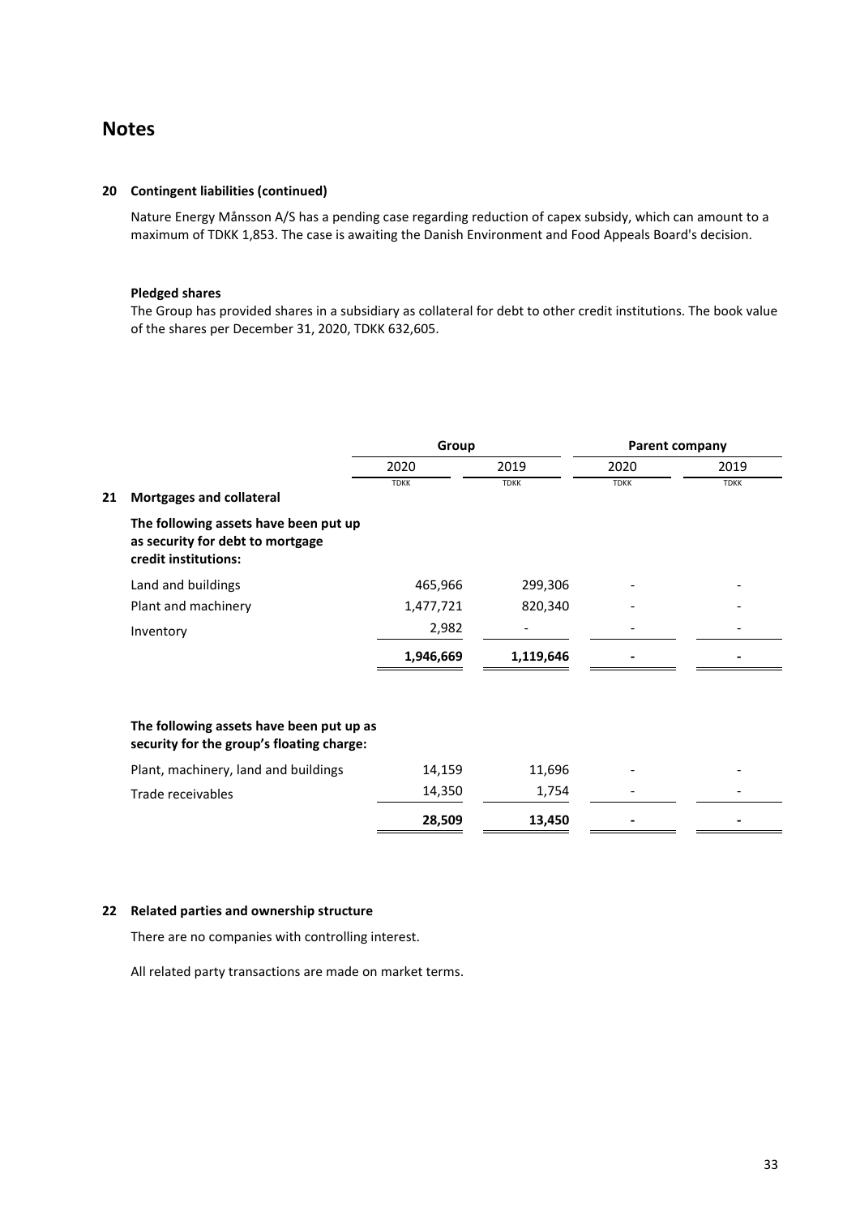# Notes

## 20 Contingent liabilities (continued)

Nature Energy Månsson A/S has a pending case regarding reduction of capex subsidy, which can amount to a maximum of TDKK 1,853. The case is awaiting the Danish Environment and Food Appeals Board's decision.

**Pledged shares**

The Group has provided shares in a subsidiary as collateral for debt to other credit institutions. The book value of the shares per December 31, 2020, TDKK 632,605.

| | Group | | Parent company | |
|---|---|---|---|---|
| | 2020 | 2019 | 2020 | 2019 |
| | TDKK | TDKK | TDKK | TDKK |
| **21 Mortgages and collateral** | | | | |
| **The following assets have been put up as security for debt to mortgage credit institutions:** | | | | |
| Land and buildings | 465,966 | 299,306 | - | - |
| Plant and machinery | 1,477,721 | 820,340 | - | - |
| Inventory | 2,982 | - | - | - |
| | **1,946,669** | **1,119,646** | **-** | **-** |
| **The following assets have been put up as security for the group's floating charge:** | | | | |
| Plant, machinery, land and buildings | 14,159 | 11,696 | - | - |
| Trade receivables | 14,350 | 1,754 | - | - |
| | **28,509** | **13,450** | **-** | **-** |

## 22 Related parties and ownership structure

There are no companies with controlling interest.

All related party transactions are made on market terms.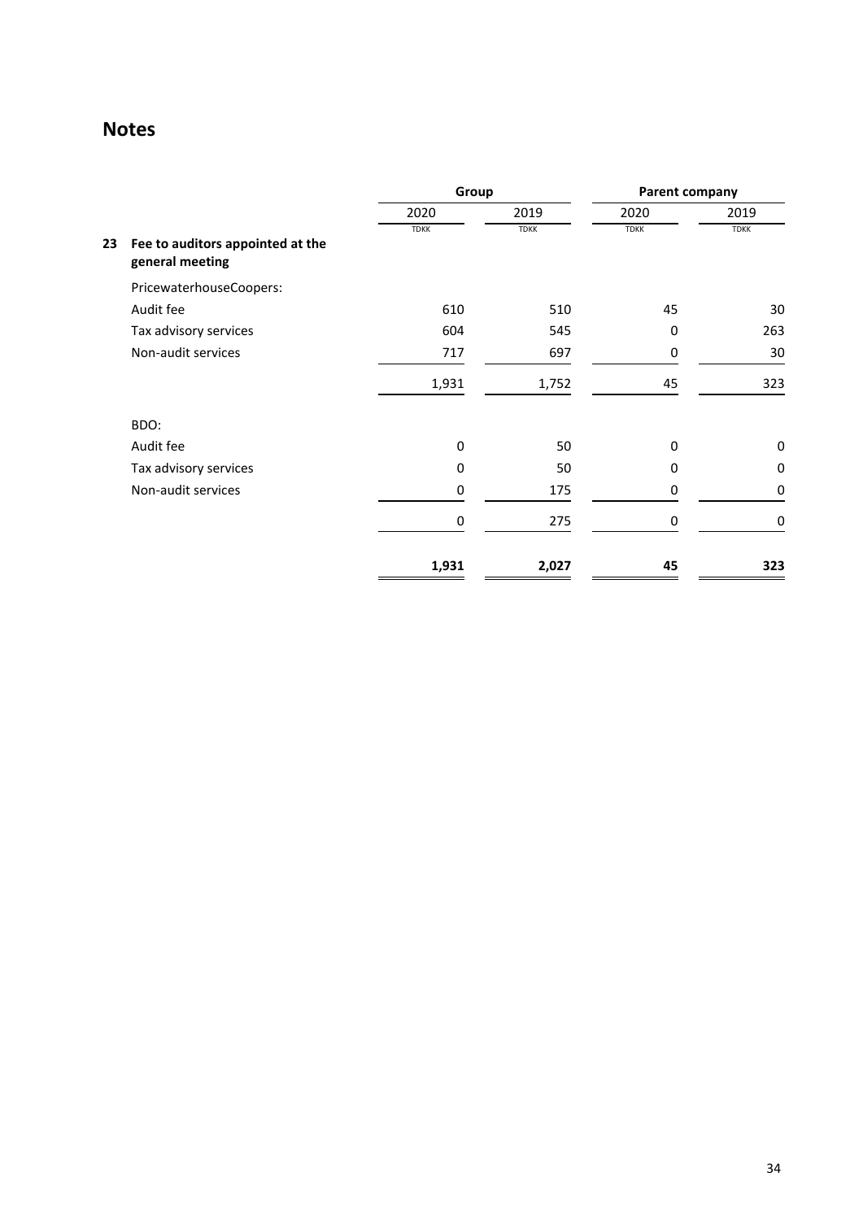## Notes

| | | Group | | Parent company | |
|---|---|---|---|---|---|
| | | 2020 | 2019 | 2020 | 2019 |
| | | TDKK | TDKK | TDKK | TDKK |
| **23** | **Fee to auditors appointed at the general meeting** | | | | |
| | PricewaterhouseCoopers: | | | | |
| | Audit fee | 610 | 510 | 45 | 30 |
| | Tax advisory services | 604 | 545 | 0 | 263 |
| | Non-audit services | 717 | 697 | 0 | 30 |
| | | 1,931 | 1,752 | 45 | 323 |
| | BDO: | | | | |
| | Audit fee | 0 | 50 | 0 | 0 |
| | Tax advisory services | 0 | 50 | 0 | 0 |
| | Non-audit services | 0 | 175 | 0 | 0 |
| | | 0 | 275 | 0 | 0 |
| | | **1,931** | **2,027** | **45** | **323** |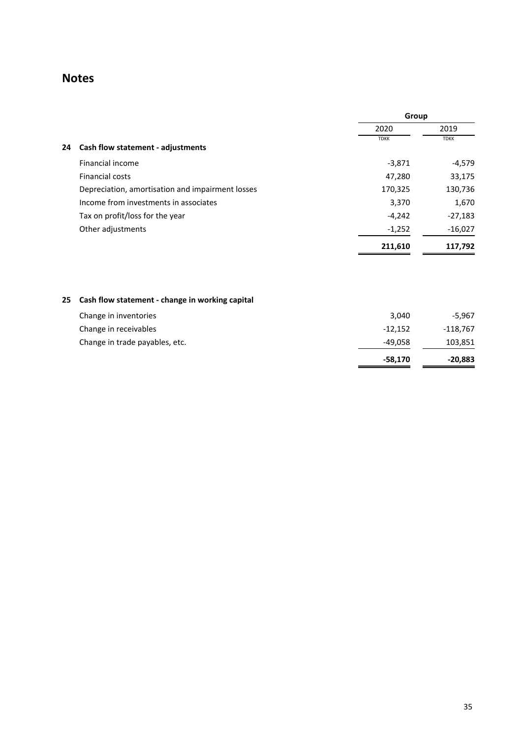## Notes

| | | Group | |
|---|---|---|---|
| | | 2020 | 2019 |
| | | TDKK | TDKK |
| **24** | **Cash flow statement - adjustments** | | |
| | Financial income | -3,871 | -4,579 |
| | Financial costs | 47,280 | 33,175 |
| | Depreciation, amortisation and impairment losses | 170,325 | 130,736 |
| | Income from investments in associates | 3,370 | 1,670 |
| | Tax on profit/loss for the year | -4,242 | -27,183 |
| | Other adjustments | -1,252 | -16,027 |
| | | **211,610** | **117,792** |

| | | 2020 | 2019 |
|---|---|---|---|
| **25** | **Cash flow statement - change in working capital** | | |
| | Change in inventories | 3,040 | -5,967 |
| | Change in receivables | -12,152 | -118,767 |
| | Change in trade payables, etc. | -49,058 | 103,851 |
| | | **-58,170** | **-20,883** |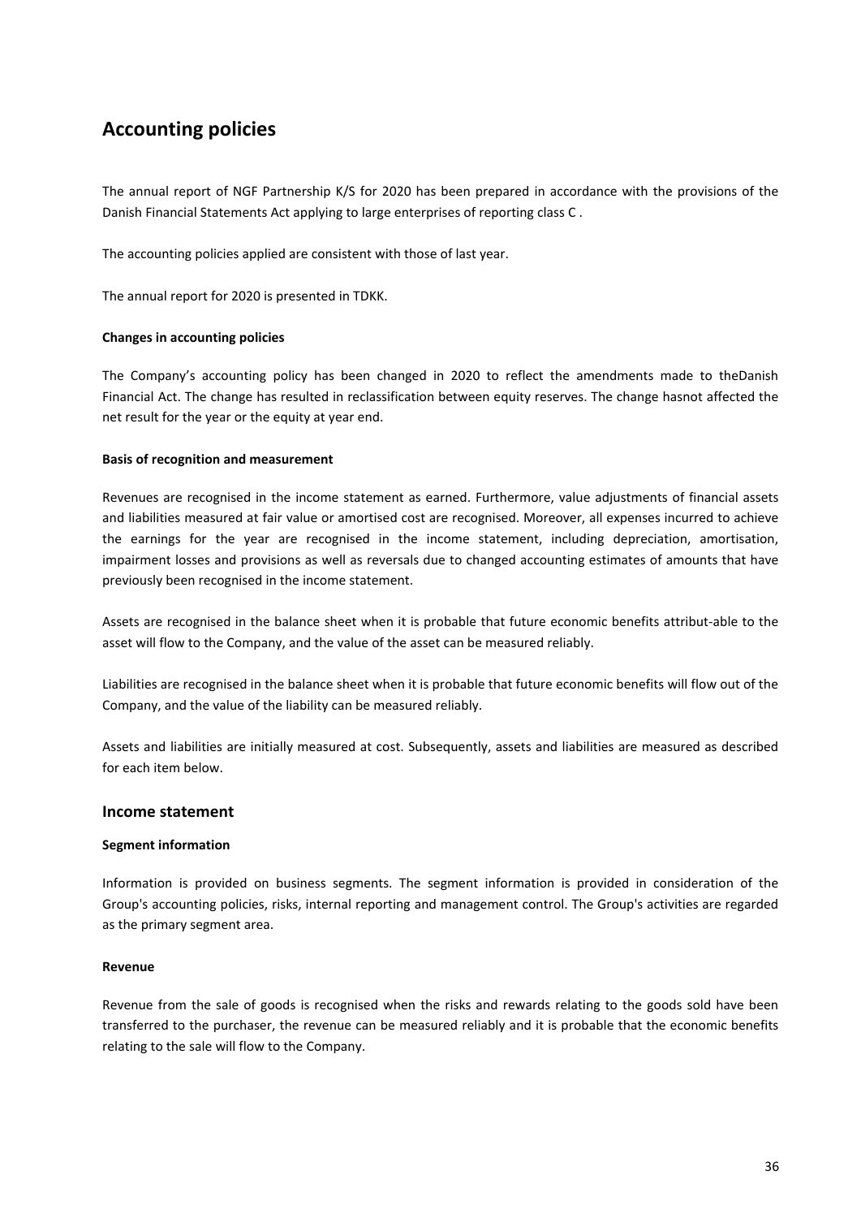# Accounting policies

The annual report of NGF Partnership K/S for 2020 has been prepared in accordance with the provisions of the Danish Financial Statements Act applying to large enterprises of reporting class C .

The accounting policies applied are consistent with those of last year.

The annual report for 2020 is presented in TDKK.

**Changes in accounting policies**

The Company's accounting policy has been changed in 2020 to reflect the amendments made to theDanish Financial Act. The change has resulted in reclassification between equity reserves. The change hasnot affected the net result for the year or the equity at year end.

**Basis of recognition and measurement**

Revenues are recognised in the income statement as earned. Furthermore, value adjustments of financial assets and liabilities measured at fair value or amortised cost are recognised. Moreover, all expenses incurred to achieve the earnings for the year are recognised in the income statement, including depreciation, amortisation, impairment losses and provisions as well as reversals due to changed accounting estimates of amounts that have previously been recognised in the income statement.

Assets are recognised in the balance sheet when it is probable that future economic benefits attribut-able to the asset will flow to the Company, and the value of the asset can be measured reliably.

Liabilities are recognised in the balance sheet when it is probable that future economic benefits will flow out of the Company, and the value of the liability can be measured reliably.

Assets and liabilities are initially measured at cost. Subsequently, assets and liabilities are measured as described for each item below.

## Income statement

**Segment information**

Information is provided on business segments. The segment information is provided in consideration of the Group's accounting policies, risks, internal reporting and management control. The Group's activities are regarded as the primary segment area.

**Revenue**

Revenue from the sale of goods is recognised when the risks and rewards relating to the goods sold have been transferred to the purchaser, the revenue can be measured reliably and it is probable that the economic benefits relating to the sale will flow to the Company.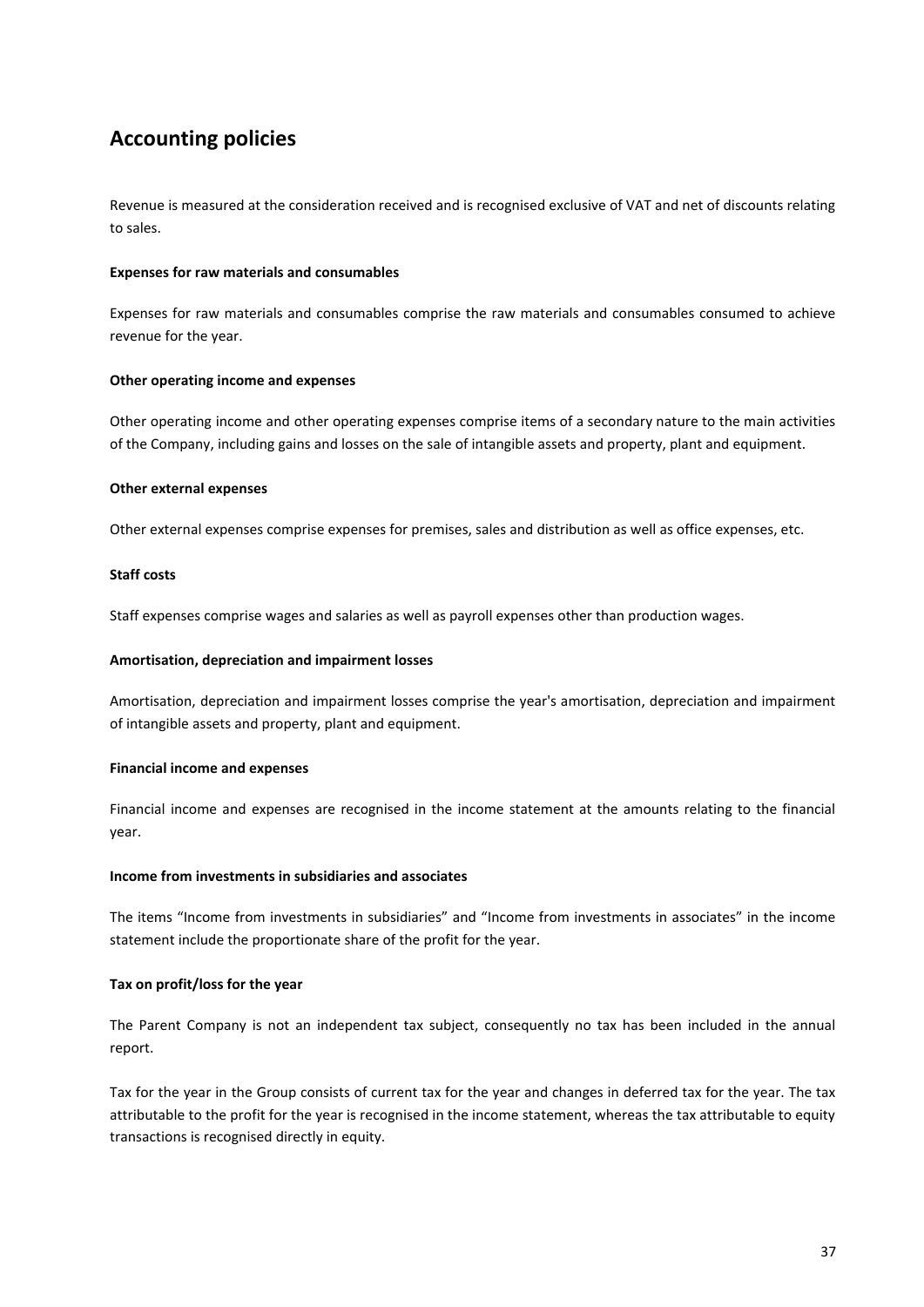# Accounting policies

Revenue is measured at the consideration received and is recognised exclusive of VAT and net of discounts relating to sales.

**Expenses for raw materials and consumables**

Expenses for raw materials and consumables comprise the raw materials and consumables consumed to achieve revenue for the year.

**Other operating income and expenses**

Other operating income and other operating expenses comprise items of a secondary nature to the main activities of the Company, including gains and losses on the sale of intangible assets and property, plant and equipment.

**Other external expenses**

Other external expenses comprise expenses for premises, sales and distribution as well as office expenses, etc.

**Staff costs**

Staff expenses comprise wages and salaries as well as payroll expenses other than production wages.

**Amortisation, depreciation and impairment losses**

Amortisation, depreciation and impairment losses comprise the year's amortisation, depreciation and impairment of intangible assets and property, plant and equipment.

**Financial income and expenses**

Financial income and expenses are recognised in the income statement at the amounts relating to the financial year.

**Income from investments in subsidiaries and associates**

The items "Income from investments in subsidiaries" and "Income from investments in associates" in the income statement include the proportionate share of the profit for the year.

**Tax on profit/loss for the year**

The Parent Company is not an independent tax subject, consequently no tax has been included in the annual report.

Tax for the year in the Group consists of current tax for the year and changes in deferred tax for the year. The tax attributable to the profit for the year is recognised in the income statement, whereas the tax attributable to equity transactions is recognised directly in equity.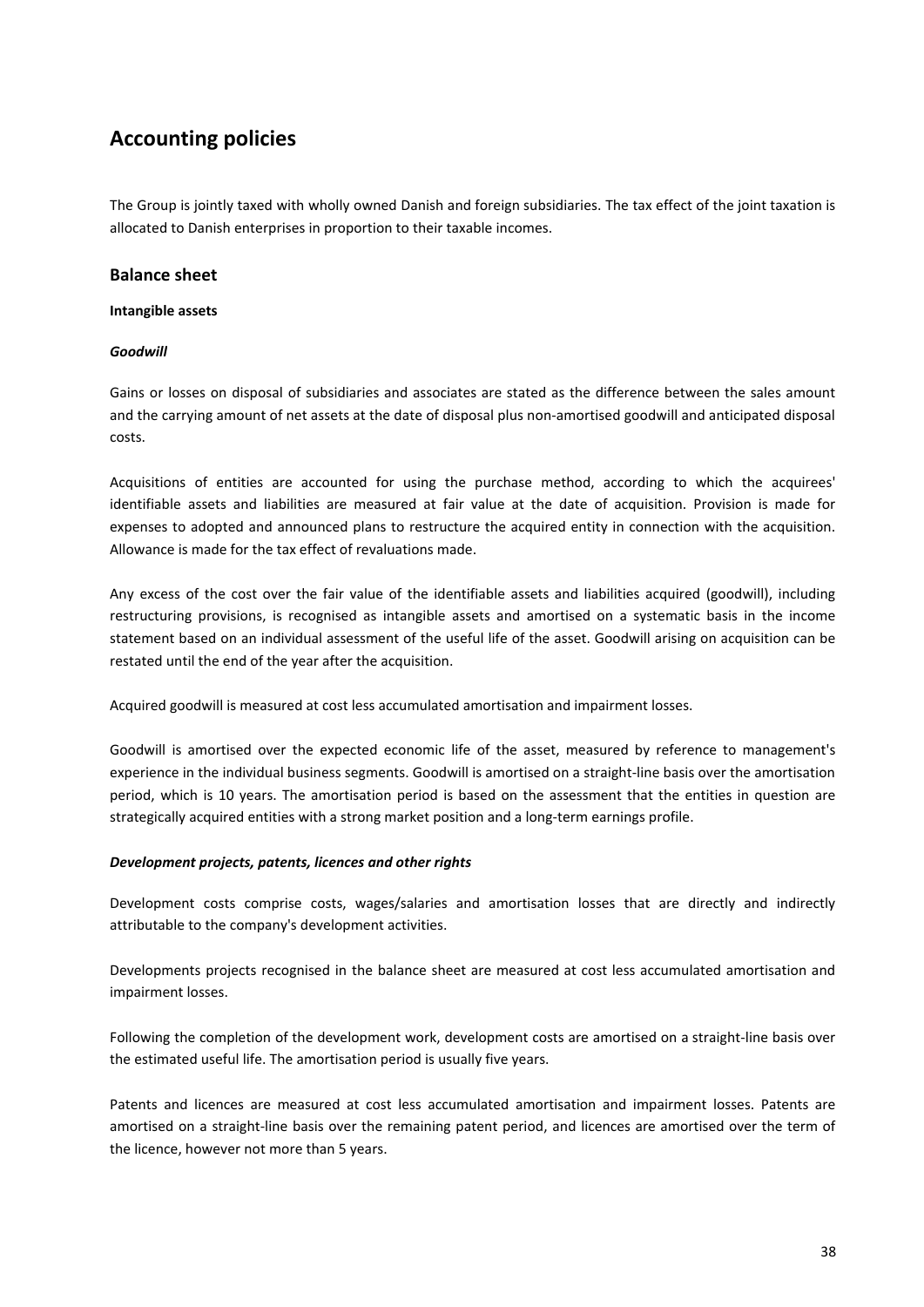# Accounting policies

The Group is jointly taxed with wholly owned Danish and foreign subsidiaries. The tax effect of the joint taxation is allocated to Danish enterprises in proportion to their taxable incomes.

## Balance sheet

**Intangible assets**

***Goodwill***

Gains or losses on disposal of subsidiaries and associates are stated as the difference between the sales amount and the carrying amount of net assets at the date of disposal plus non-amortised goodwill and anticipated disposal costs.

Acquisitions of entities are accounted for using the purchase method, according to which the acquirees' identifiable assets and liabilities are measured at fair value at the date of acquisition. Provision is made for expenses to adopted and announced plans to restructure the acquired entity in connection with the acquisition. Allowance is made for the tax effect of revaluations made.

Any excess of the cost over the fair value of the identifiable assets and liabilities acquired (goodwill), including restructuring provisions, is recognised as intangible assets and amortised on a systematic basis in the income statement based on an individual assessment of the useful life of the asset. Goodwill arising on acquisition can be restated until the end of the year after the acquisition.

Acquired goodwill is measured at cost less accumulated amortisation and impairment losses.

Goodwill is amortised over the expected economic life of the asset, measured by reference to management's experience in the individual business segments. Goodwill is amortised on a straight-line basis over the amortisation period, which is 10 years. The amortisation period is based on the assessment that the entities in question are strategically acquired entities with a strong market position and a long-term earnings profile.

***Development projects, patents, licences and other rights***

Development costs comprise costs, wages/salaries and amortisation losses that are directly and indirectly attributable to the company's development activities.

Developments projects recognised in the balance sheet are measured at cost less accumulated amortisation and impairment losses.

Following the completion of the development work, development costs are amortised on a straight-line basis over the estimated useful life. The amortisation period is usually five years.

Patents and licences are measured at cost less accumulated amortisation and impairment losses. Patents are amortised on a straight-line basis over the remaining patent period, and licences are amortised over the term of the licence, however not more than 5 years.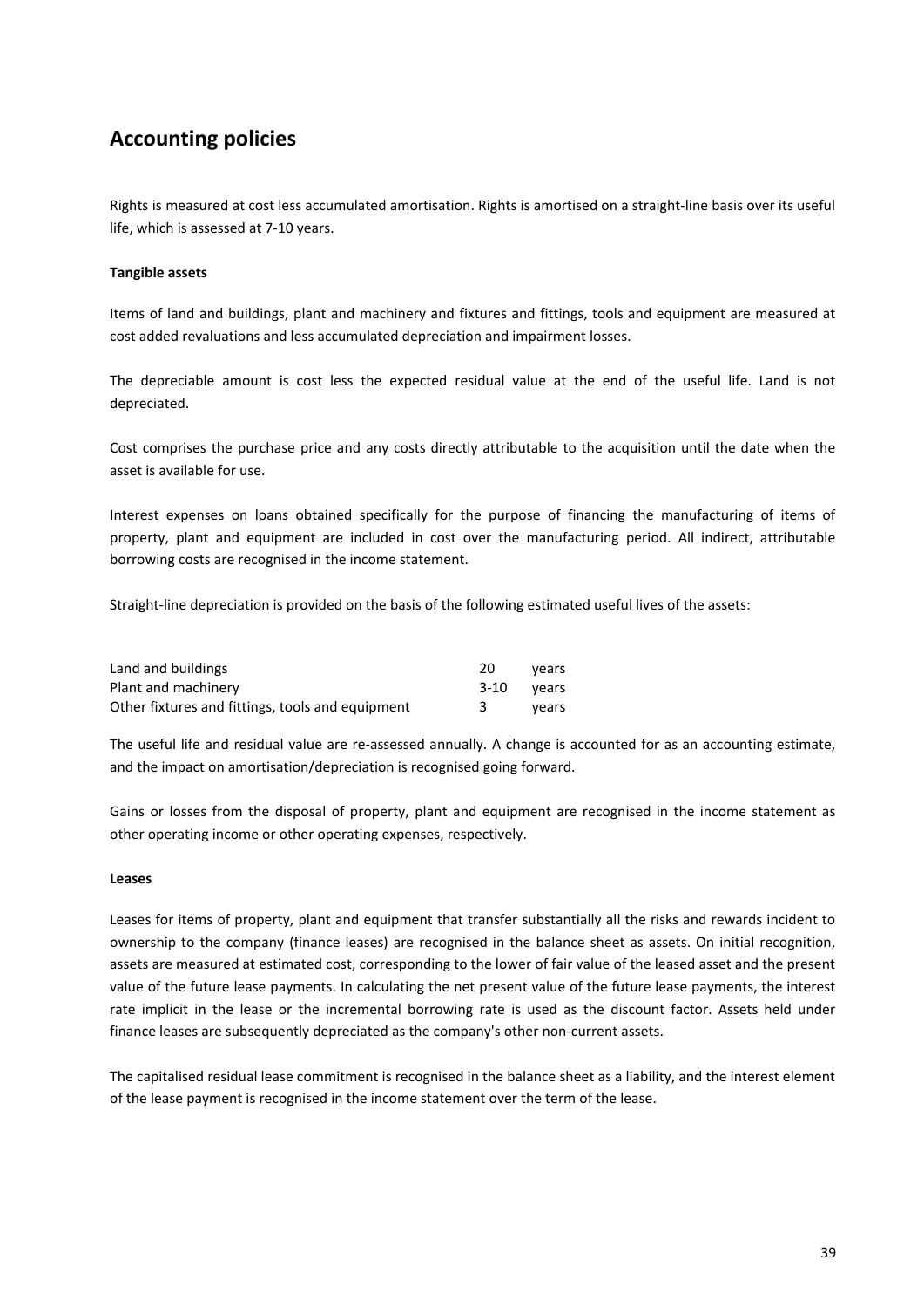## Accounting policies

Rights is measured at cost less accumulated amortisation. Rights is amortised on a straight-line basis over its useful life, which is assessed at 7-10 years.

**Tangible assets**

Items of land and buildings, plant and machinery and fixtures and fittings, tools and equipment are measured at cost added revaluations and less accumulated depreciation and impairment losses.

The depreciable amount is cost less the expected residual value at the end of the useful life. Land is not depreciated.

Cost comprises the purchase price and any costs directly attributable to the acquisition until the date when the asset is available for use.

Interest expenses on loans obtained specifically for the purpose of financing the manufacturing of items of property, plant and equipment are included in cost over the manufacturing period. All indirect, attributable borrowing costs are recognised in the income statement.

Straight-line depreciation is provided on the basis of the following estimated useful lives of the assets:

| | | |
|---|---|---|
| Land and buildings | 20 | years |
| Plant and machinery | 3-10 | years |
| Other fixtures and fittings, tools and equipment | 3 | years |

The useful life and residual value are re-assessed annually. A change is accounted for as an accounting estimate, and the impact on amortisation/depreciation is recognised going forward.

Gains or losses from the disposal of property, plant and equipment are recognised in the income statement as other operating income or other operating expenses, respectively.

**Leases**

Leases for items of property, plant and equipment that transfer substantially all the risks and rewards incident to ownership to the company (finance leases) are recognised in the balance sheet as assets. On initial recognition, assets are measured at estimated cost, corresponding to the lower of fair value of the leased asset and the present value of the future lease payments. In calculating the net present value of the future lease payments, the interest rate implicit in the lease or the incremental borrowing rate is used as the discount factor. Assets held under finance leases are subsequently depreciated as the company's other non-current assets.

The capitalised residual lease commitment is recognised in the balance sheet as a liability, and the interest element of the lease payment is recognised in the income statement over the term of the lease.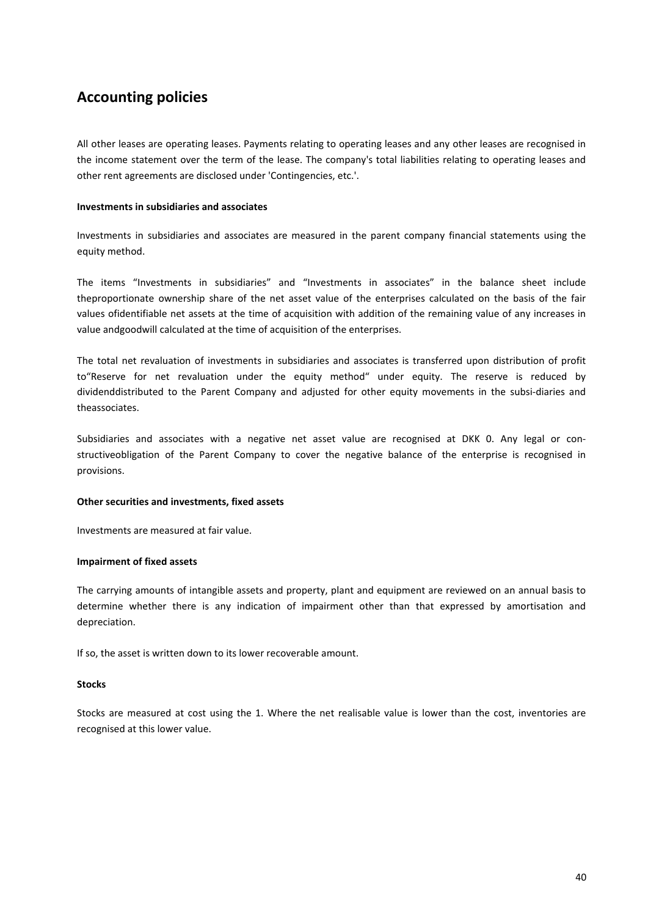# Accounting policies

All other leases are operating leases. Payments relating to operating leases and any other leases are recognised in the income statement over the term of the lease. The company's total liabilities relating to operating leases and other rent agreements are disclosed under 'Contingencies, etc.'.

**Investments in subsidiaries and associates**

Investments in subsidiaries and associates are measured in the parent company financial statements using the equity method.

The items “Investments in subsidiaries” and “Investments in associates” in the balance sheet include theproportionate ownership share of the net asset value of the enterprises calculated on the basis of the fair values ofidentifiable net assets at the time of acquisition with addition of the remaining value of any increases in value andgoodwill calculated at the time of acquisition of the enterprises.

The total net revaluation of investments in subsidiaries and associates is transferred upon distribution of profit to“Reserve for net revaluation under the equity method“ under equity. The reserve is reduced by dividenddistributed to the Parent Company and adjusted for other equity movements in the subsi-diaries and theassociates.

Subsidiaries and associates with a negative net asset value are recognised at DKK 0. Any legal or con-structiveobligation of the Parent Company to cover the negative balance of the enterprise is recognised in provisions.

**Other securities and investments, fixed assets**

Investments are measured at fair value.

**Impairment of fixed assets**

The carrying amounts of intangible assets and property, plant and equipment are reviewed on an annual basis to determine whether there is any indication of impairment other than that expressed by amortisation and depreciation.

If so, the asset is written down to its lower recoverable amount.

**Stocks**

Stocks are measured at cost using the 1. Where the net realisable value is lower than the cost, inventories are recognised at this lower value.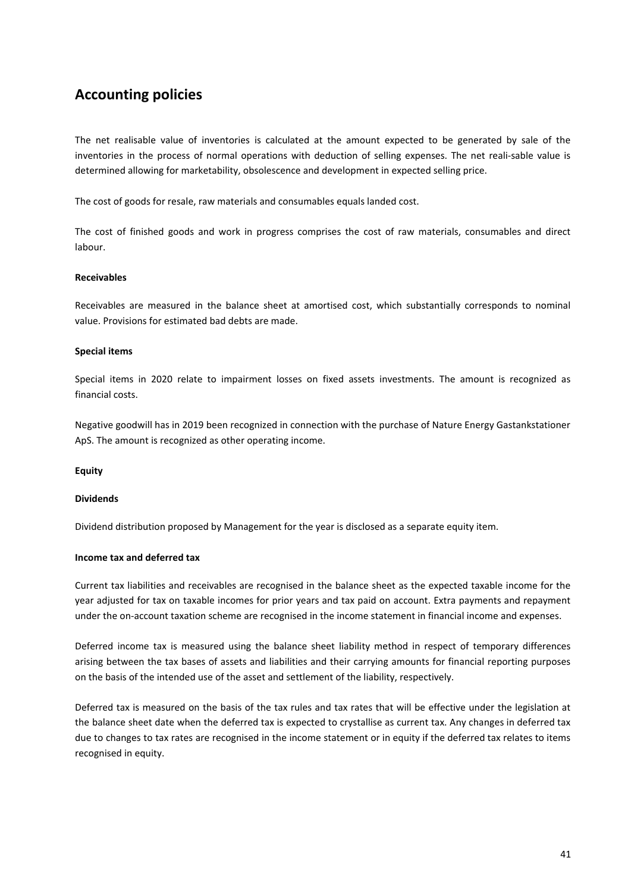# Accounting policies

The net realisable value of inventories is calculated at the amount expected to be generated by sale of the inventories in the process of normal operations with deduction of selling expenses. The net reali-sable value is determined allowing for marketability, obsolescence and development in expected selling price.

The cost of goods for resale, raw materials and consumables equals landed cost.

The cost of finished goods and work in progress comprises the cost of raw materials, consumables and direct labour.

**Receivables**

Receivables are measured in the balance sheet at amortised cost, which substantially corresponds to nominal value. Provisions for estimated bad debts are made.

**Special items**

Special items in 2020 relate to impairment losses on fixed assets investments. The amount is recognized as financial costs.

Negative goodwill has in 2019 been recognized in connection with the purchase of Nature Energy Gastankstationer ApS. The amount is recognized as other operating income.

**Equity**

**Dividends**

Dividend distribution proposed by Management for the year is disclosed as a separate equity item.

**Income tax and deferred tax**

Current tax liabilities and receivables are recognised in the balance sheet as the expected taxable income for the year adjusted for tax on taxable incomes for prior years and tax paid on account. Extra payments and repayment under the on-account taxation scheme are recognised in the income statement in financial income and expenses.

Deferred income tax is measured using the balance sheet liability method in respect of temporary differences arising between the tax bases of assets and liabilities and their carrying amounts for financial reporting purposes on the basis of the intended use of the asset and settlement of the liability, respectively.

Deferred tax is measured on the basis of the tax rules and tax rates that will be effective under the legislation at the balance sheet date when the deferred tax is expected to crystallise as current tax. Any changes in deferred tax due to changes to tax rates are recognised in the income statement or in equity if the deferred tax relates to items recognised in equity.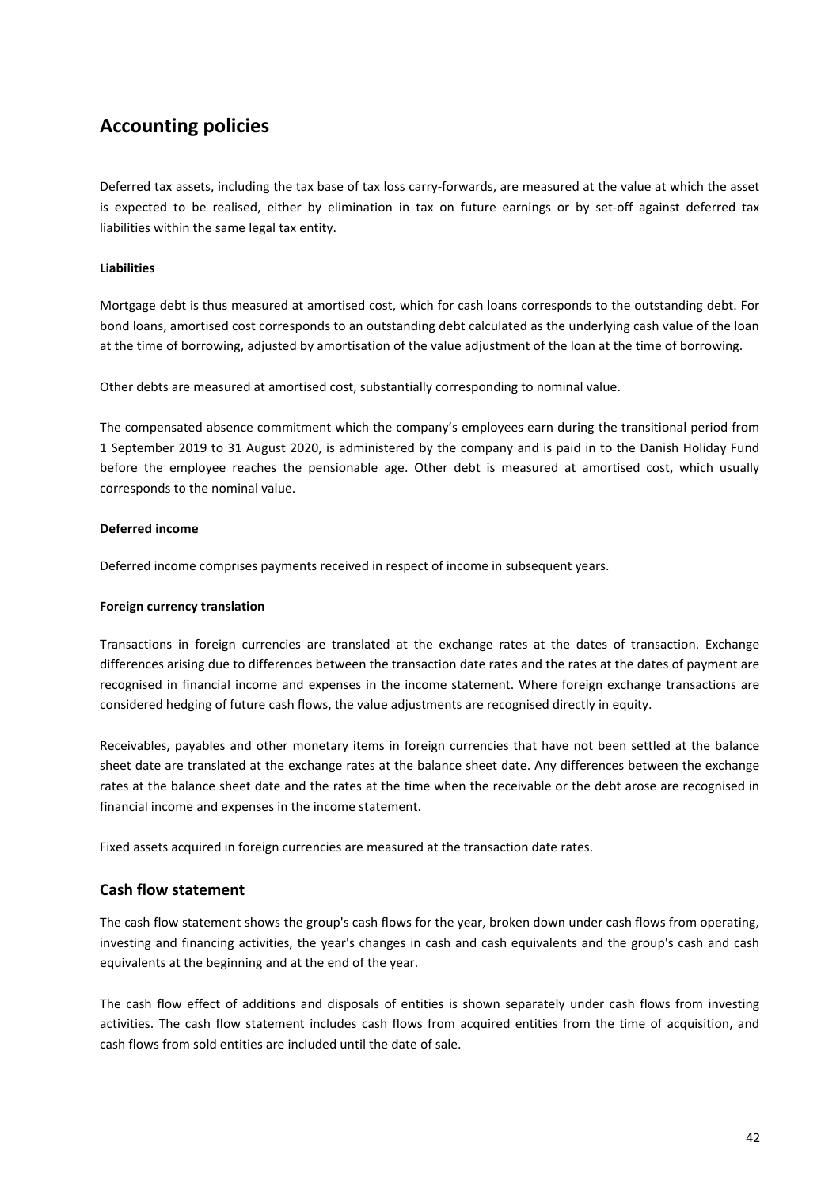# Accounting policies

Deferred tax assets, including the tax base of tax loss carry-forwards, are measured at the value at which the asset is expected to be realised, either by elimination in tax on future earnings or by set-off against deferred tax liabilities within the same legal tax entity.

**Liabilities**

Mortgage debt is thus measured at amortised cost, which for cash loans corresponds to the outstanding debt. For bond loans, amortised cost corresponds to an outstanding debt calculated as the underlying cash value of the loan at the time of borrowing, adjusted by amortisation of the value adjustment of the loan at the time of borrowing.

Other debts are measured at amortised cost, substantially corresponding to nominal value.

The compensated absence commitment which the company's employees earn during the transitional period from 1 September 2019 to 31 August 2020, is administered by the company and is paid in to the Danish Holiday Fund before the employee reaches the pensionable age. Other debt is measured at amortised cost, which usually corresponds to the nominal value.

**Deferred income**

Deferred income comprises payments received in respect of income in subsequent years.

**Foreign currency translation**

Transactions in foreign currencies are translated at the exchange rates at the dates of transaction. Exchange differences arising due to differences between the transaction date rates and the rates at the dates of payment are recognised in financial income and expenses in the income statement. Where foreign exchange transactions are considered hedging of future cash flows, the value adjustments are recognised directly in equity.

Receivables, payables and other monetary items in foreign currencies that have not been settled at the balance sheet date are translated at the exchange rates at the balance sheet date. Any differences between the exchange rates at the balance sheet date and the rates at the time when the receivable or the debt arose are recognised in financial income and expenses in the income statement.

Fixed assets acquired in foreign currencies are measured at the transaction date rates.

## Cash flow statement

The cash flow statement shows the group's cash flows for the year, broken down under cash flows from operating, investing and financing activities, the year's changes in cash and cash equivalents and the group's cash and cash equivalents at the beginning and at the end of the year.

The cash flow effect of additions and disposals of entities is shown separately under cash flows from investing activities. The cash flow statement includes cash flows from acquired entities from the time of acquisition, and cash flows from sold entities are included until the date of sale.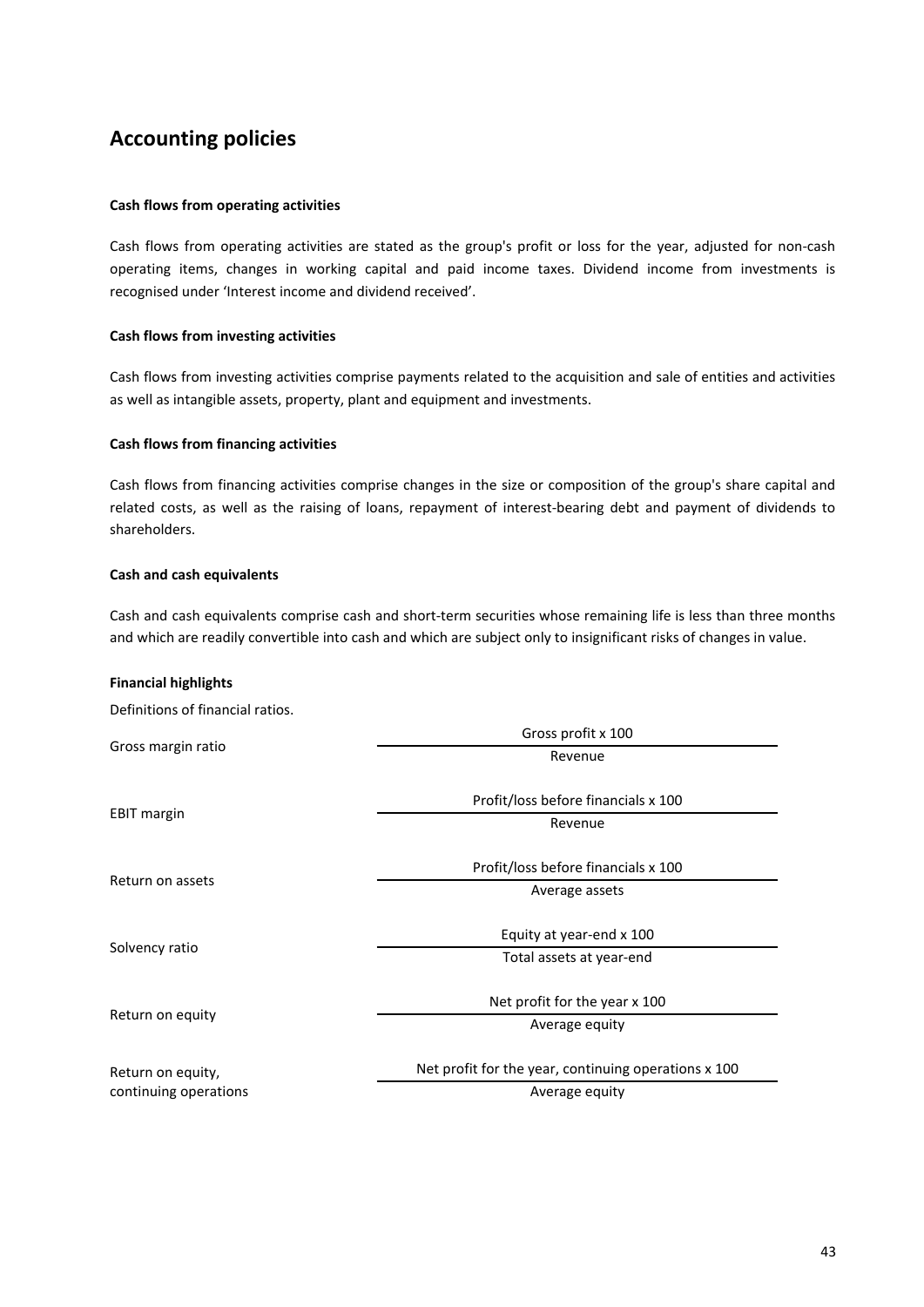# Accounting policies

**Cash flows from operating activities**

Cash flows from operating activities are stated as the group's profit or loss for the year, adjusted for non-cash operating items, changes in working capital and paid income taxes. Dividend income from investments is recognised under 'Interest income and dividend received'.

**Cash flows from investing activities**

Cash flows from investing activities comprise payments related to the acquisition and sale of entities and activities as well as intangible assets, property, plant and equipment and investments.

**Cash flows from financing activities**

Cash flows from financing activities comprise changes in the size or composition of the group's share capital and related costs, as well as the raising of loans, repayment of interest-bearing debt and payment of dividends to shareholders.

**Cash and cash equivalents**

Cash and cash equivalents comprise cash and short-term securities whose remaining life is less than three months and which are readily convertible into cash and which are subject only to insignificant risks of changes in value.

**Financial highlights**

Definitions of financial ratios.

| | |
|---|---|
| Gross margin ratio | $\frac{\text{Gross profit x 100}}{\text{Revenue}}$ |
| EBIT margin | $\frac{\text{Profit/loss before financials x 100}}{\text{Revenue}}$ |
| Return on assets | $\frac{\text{Profit/loss before financials x 100}}{\text{Average assets}}$ |
| Solvency ratio | $\frac{\text{Equity at year-end x 100}}{\text{Total assets at year-end}}$ |
| Return on equity | $\frac{\text{Net profit for the year x 100}}{\text{Average equity}}$ |
| Return on equity, continuing operations | $\frac{\text{Net profit for the year, continuing operations x 100}}{\text{Average equity}}$ |